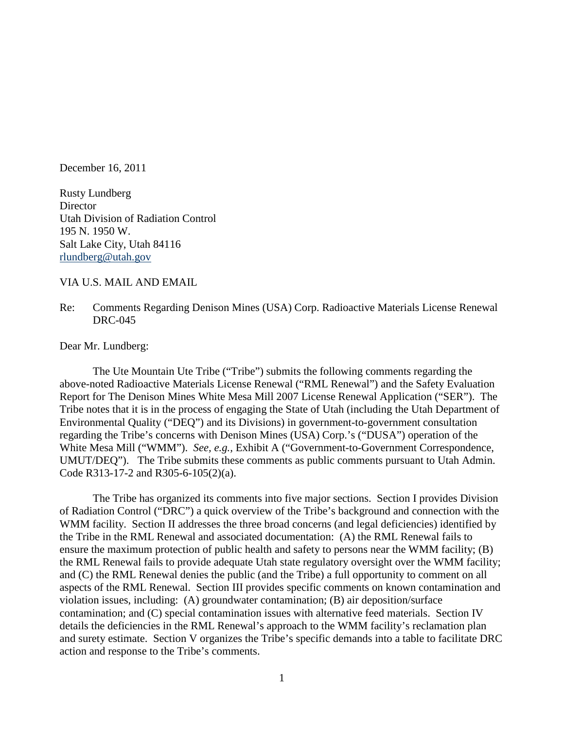December 16, 2011

Rusty Lundberg
Director
Utah Division of Radiation Control
195 N. 1950 W.
Salt Lake City, Utah 84116
rlundberg@utah.gov

VIA U.S. MAIL AND EMAIL

Re: Comments Regarding Denison Mines (USA) Corp. Radioactive Materials License Renewal DRC-045

Dear Mr. Lundberg:

The Ute Mountain Ute Tribe ("Tribe") submits the following comments regarding the above-noted Radioactive Materials License Renewal ("RML Renewal") and the Safety Evaluation Report for The Denison Mines White Mesa Mill 2007 License Renewal Application ("SER"). The Tribe notes that it is in the process of engaging the State of Utah (including the Utah Department of Environmental Quality ("DEQ") and its Divisions) in government-to-government consultation regarding the Tribe's concerns with Denison Mines (USA) Corp.'s ("DUSA") operation of the White Mesa Mill ("WMM"). *See, e.g.,* Exhibit A ("Government-to-Government Correspondence, UMUT/DEQ"). The Tribe submits these comments as public comments pursuant to Utah Admin. Code R313-17-2 and R305-6-105(2)(a).

The Tribe has organized its comments into five major sections. Section I provides Division of Radiation Control ("DRC") a quick overview of the Tribe's background and connection with the WMM facility. Section II addresses the three broad concerns (and legal deficiencies) identified by the Tribe in the RML Renewal and associated documentation: (A) the RML Renewal fails to ensure the maximum protection of public health and safety to persons near the WMM facility; (B) the RML Renewal fails to provide adequate Utah state regulatory oversight over the WMM facility; and (C) the RML Renewal denies the public (and the Tribe) a full opportunity to comment on all aspects of the RML Renewal. Section III provides specific comments on known contamination and violation issues, including: (A) groundwater contamination; (B) air deposition/surface contamination; and (C) special contamination issues with alternative feed materials. Section IV details the deficiencies in the RML Renewal's approach to the WMM facility's reclamation plan and surety estimate. Section V organizes the Tribe's specific demands into a table to facilitate DRC action and response to the Tribe's comments.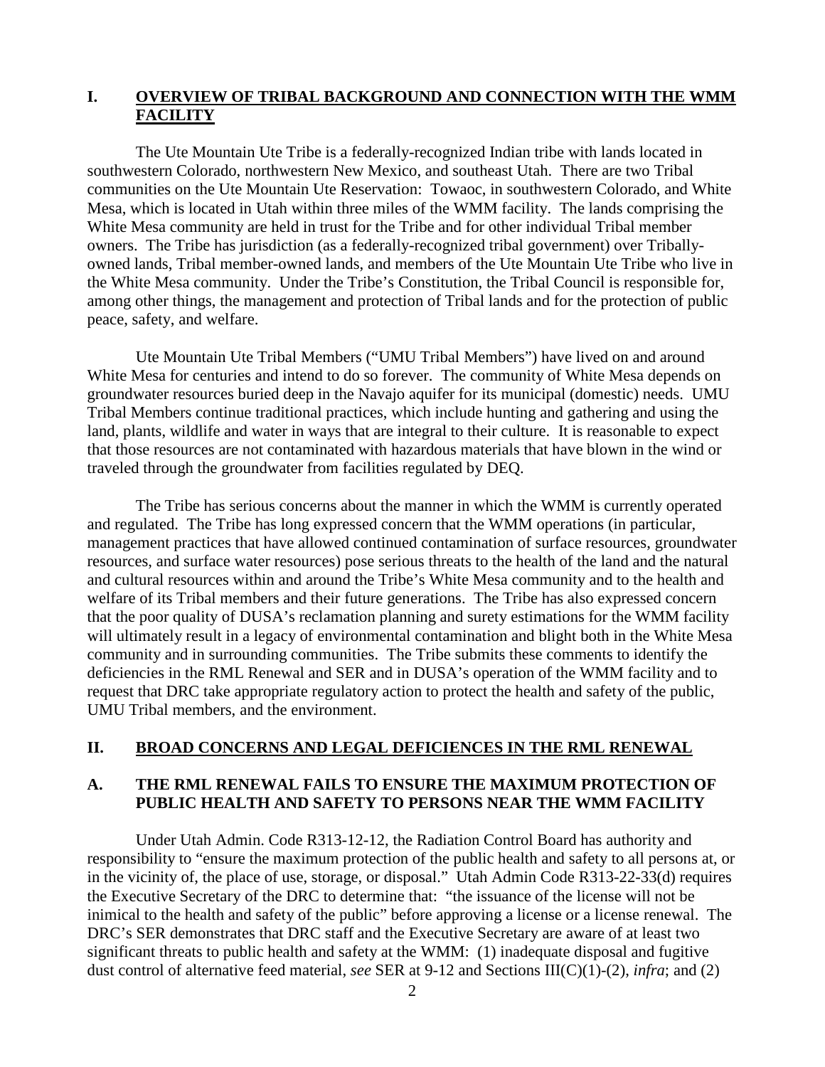## I. OVERVIEW OF TRIBAL BACKGROUND AND CONNECTION WITH THE WMM FACILITY

The Ute Mountain Ute Tribe is a federally-recognized Indian tribe with lands located in southwestern Colorado, northwestern New Mexico, and southeast Utah. There are two Tribal communities on the Ute Mountain Ute Reservation: Towaoc, in southwestern Colorado, and White Mesa, which is located in Utah within three miles of the WMM facility. The lands comprising the White Mesa community are held in trust for the Tribe and for other individual Tribal member owners. The Tribe has jurisdiction (as a federally-recognized tribal government) over Tribally-owned lands, Tribal member-owned lands, and members of the Ute Mountain Ute Tribe who live in the White Mesa community. Under the Tribe's Constitution, the Tribal Council is responsible for, among other things, the management and protection of Tribal lands and for the protection of public peace, safety, and welfare.

Ute Mountain Ute Tribal Members ("UMU Tribal Members") have lived on and around White Mesa for centuries and intend to do so forever. The community of White Mesa depends on groundwater resources buried deep in the Navajo aquifer for its municipal (domestic) needs. UMU Tribal Members continue traditional practices, which include hunting and gathering and using the land, plants, wildlife and water in ways that are integral to their culture. It is reasonable to expect that those resources are not contaminated with hazardous materials that have blown in the wind or traveled through the groundwater from facilities regulated by DEQ.

The Tribe has serious concerns about the manner in which the WMM is currently operated and regulated. The Tribe has long expressed concern that the WMM operations (in particular, management practices that have allowed continued contamination of surface resources, groundwater resources, and surface water resources) pose serious threats to the health of the land and the natural and cultural resources within and around the Tribe's White Mesa community and to the health and welfare of its Tribal members and their future generations. The Tribe has also expressed concern that the poor quality of DUSA's reclamation planning and surety estimations for the WMM facility will ultimately result in a legacy of environmental contamination and blight both in the White Mesa community and in surrounding communities. The Tribe submits these comments to identify the deficiencies in the RML Renewal and SER and in DUSA's operation of the WMM facility and to request that DRC take appropriate regulatory action to protect the health and safety of the public, UMU Tribal members, and the environment.

## II. BROAD CONCERNS AND LEGAL DEFICIENCES IN THE RML RENEWAL

### A. THE RML RENEWAL FAILS TO ENSURE THE MAXIMUM PROTECTION OF PUBLIC HEALTH AND SAFETY TO PERSONS NEAR THE WMM FACILITY

Under Utah Admin. Code R313-12-12, the Radiation Control Board has authority and responsibility to "ensure the maximum protection of the public health and safety to all persons at, or in the vicinity of, the place of use, storage, or disposal." Utah Admin Code R313-22-33(d) requires the Executive Secretary of the DRC to determine that: "the issuance of the license will not be inimical to the health and safety of the public" before approving a license or a license renewal. The DRC's SER demonstrates that DRC staff and the Executive Secretary are aware of at least two significant threats to public health and safety at the WMM: (1) inadequate disposal and fugitive dust control of alternative feed material, *see* SER at 9-12 and Sections III(C)(1)-(2), *infra*; and (2)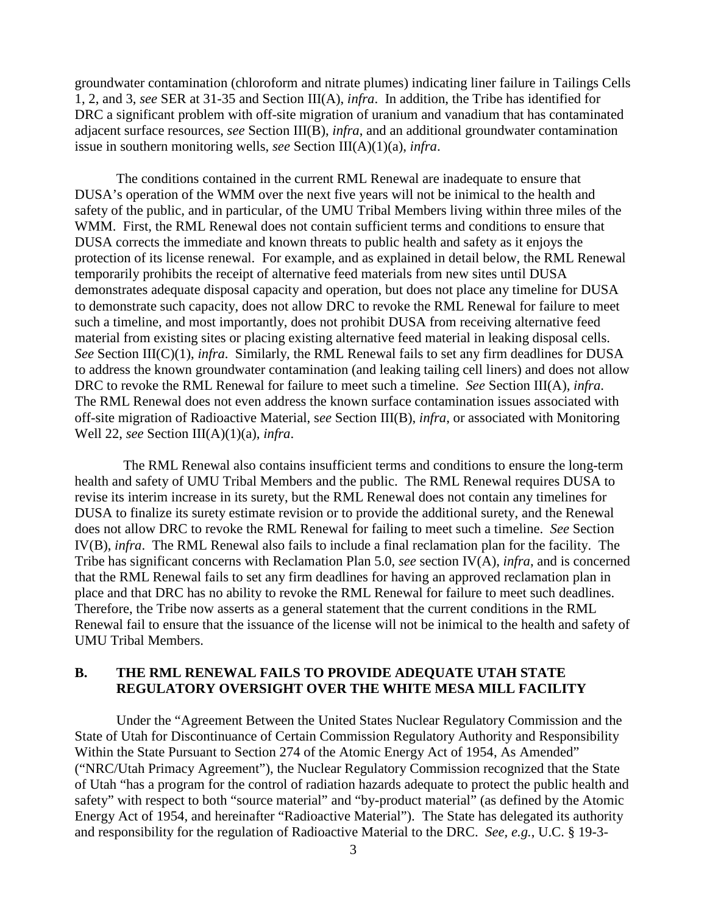groundwater contamination (chloroform and nitrate plumes) indicating liner failure in Tailings Cells 1, 2, and 3, *see* SER at 31-35 and Section III(A), *infra*. In addition, the Tribe has identified for DRC a significant problem with off-site migration of uranium and vanadium that has contaminated adjacent surface resources, *see* Section III(B), *infra*, and an additional groundwater contamination issue in southern monitoring wells, *see* Section III(A)(1)(a), *infra*.

The conditions contained in the current RML Renewal are inadequate to ensure that DUSA's operation of the WMM over the next five years will not be inimical to the health and safety of the public, and in particular, of the UMU Tribal Members living within three miles of the WMM. First, the RML Renewal does not contain sufficient terms and conditions to ensure that DUSA corrects the immediate and known threats to public health and safety as it enjoys the protection of its license renewal. For example, and as explained in detail below, the RML Renewal temporarily prohibits the receipt of alternative feed materials from new sites until DUSA demonstrates adequate disposal capacity and operation, but does not place any timeline for DUSA to demonstrate such capacity, does not allow DRC to revoke the RML Renewal for failure to meet such a timeline, and most importantly, does not prohibit DUSA from receiving alternative feed material from existing sites or placing existing alternative feed material in leaking disposal cells. *See* Section III(C)(1), *infra*. Similarly, the RML Renewal fails to set any firm deadlines for DUSA to address the known groundwater contamination (and leaking tailing cell liners) and does not allow DRC to revoke the RML Renewal for failure to meet such a timeline. *See* Section III(A), *infra*. The RML Renewal does not even address the known surface contamination issues associated with off-site migration of Radioactive Material, *see* Section III(B), *infra*, or associated with Monitoring Well 22, *see* Section III(A)(1)(a), *infra*.

The RML Renewal also contains insufficient terms and conditions to ensure the long-term health and safety of UMU Tribal Members and the public. The RML Renewal requires DUSA to revise its interim increase in its surety, but the RML Renewal does not contain any timelines for DUSA to finalize its surety estimate revision or to provide the additional surety, and the Renewal does not allow DRC to revoke the RML Renewal for failing to meet such a timeline. *See* Section IV(B), *infra*. The RML Renewal also fails to include a final reclamation plan for the facility. The Tribe has significant concerns with Reclamation Plan 5.0, *see* section IV(A), *infra*, and is concerned that the RML Renewal fails to set any firm deadlines for having an approved reclamation plan in place and that DRC has no ability to revoke the RML Renewal for failure to meet such deadlines. Therefore, the Tribe now asserts as a general statement that the current conditions in the RML Renewal fail to ensure that the issuance of the license will not be inimical to the health and safety of UMU Tribal Members.

## B. THE RML RENEWAL FAILS TO PROVIDE ADEQUATE UTAH STATE REGULATORY OVERSIGHT OVER THE WHITE MESA MILL FACILITY

Under the "Agreement Between the United States Nuclear Regulatory Commission and the State of Utah for Discontinuance of Certain Commission Regulatory Authority and Responsibility Within the State Pursuant to Section 274 of the Atomic Energy Act of 1954, As Amended" ("NRC/Utah Primacy Agreement"), the Nuclear Regulatory Commission recognized that the State of Utah "has a program for the control of radiation hazards adequate to protect the public health and safety" with respect to both "source material" and "by-product material" (as defined by the Atomic Energy Act of 1954, and hereinafter "Radioactive Material"). The State has delegated its authority and responsibility for the regulation of Radioactive Material to the DRC. *See, e.g.*, U.C. § 19-3-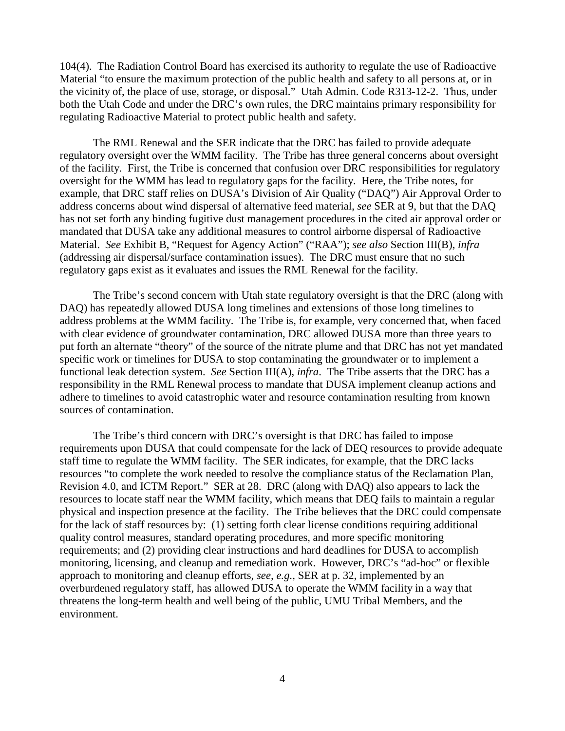104(4). The Radiation Control Board has exercised its authority to regulate the use of Radioactive Material "to ensure the maximum protection of the public health and safety to all persons at, or in the vicinity of, the place of use, storage, or disposal." Utah Admin. Code R313-12-2. Thus, under both the Utah Code and under the DRC's own rules, the DRC maintains primary responsibility for regulating Radioactive Material to protect public health and safety.

The RML Renewal and the SER indicate that the DRC has failed to provide adequate regulatory oversight over the WMM facility. The Tribe has three general concerns about oversight of the facility. First, the Tribe is concerned that confusion over DRC responsibilities for regulatory oversight for the WMM has lead to regulatory gaps for the facility. Here, the Tribe notes, for example, that DRC staff relies on DUSA's Division of Air Quality ("DAQ") Air Approval Order to address concerns about wind dispersal of alternative feed material, *see* SER at 9, but that the DAQ has not set forth any binding fugitive dust management procedures in the cited air approval order or mandated that DUSA take any additional measures to control airborne dispersal of Radioactive Material. *See* Exhibit B, "Request for Agency Action" ("RAA"); *see also* Section III(B), *infra* (addressing air dispersal/surface contamination issues). The DRC must ensure that no such regulatory gaps exist as it evaluates and issues the RML Renewal for the facility.

The Tribe's second concern with Utah state regulatory oversight is that the DRC (along with DAQ) has repeatedly allowed DUSA long timelines and extensions of those long timelines to address problems at the WMM facility. The Tribe is, for example, very concerned that, when faced with clear evidence of groundwater contamination, DRC allowed DUSA more than three years to put forth an alternate "theory" of the source of the nitrate plume and that DRC has not yet mandated specific work or timelines for DUSA to stop contaminating the groundwater or to implement a functional leak detection system. *See* Section III(A), *infra*. The Tribe asserts that the DRC has a responsibility in the RML Renewal process to mandate that DUSA implement cleanup actions and adhere to timelines to avoid catastrophic water and resource contamination resulting from known sources of contamination.

The Tribe's third concern with DRC's oversight is that DRC has failed to impose requirements upon DUSA that could compensate for the lack of DEQ resources to provide adequate staff time to regulate the WMM facility. The SER indicates, for example, that the DRC lacks resources "to complete the work needed to resolve the compliance status of the Reclamation Plan, Revision 4.0, and ICTM Report." SER at 28. DRC (along with DAQ) also appears to lack the resources to locate staff near the WMM facility, which means that DEQ fails to maintain a regular physical and inspection presence at the facility. The Tribe believes that the DRC could compensate for the lack of staff resources by: (1) setting forth clear license conditions requiring additional quality control measures, standard operating procedures, and more specific monitoring requirements; and (2) providing clear instructions and hard deadlines for DUSA to accomplish monitoring, licensing, and cleanup and remediation work. However, DRC's "ad-hoc" or flexible approach to monitoring and cleanup efforts, *see, e.g.,* SER at p. 32, implemented by an overburdened regulatory staff, has allowed DUSA to operate the WMM facility in a way that threatens the long-term health and well being of the public, UMU Tribal Members, and the environment.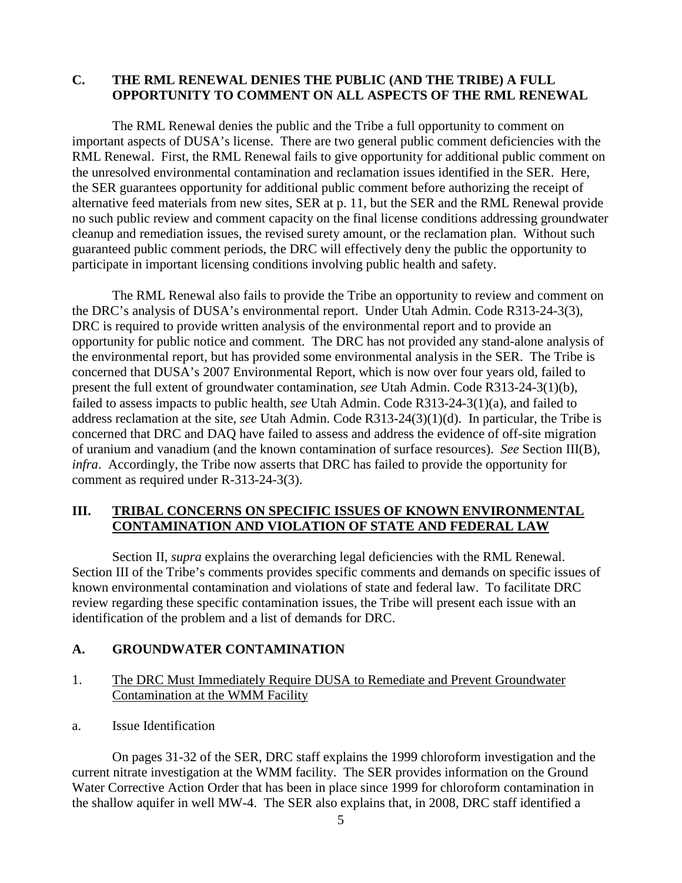## C. THE RML RENEWAL DENIES THE PUBLIC (AND THE TRIBE) A FULL OPPORTUNITY TO COMMENT ON ALL ASPECTS OF THE RML RENEWAL

The RML Renewal denies the public and the Tribe a full opportunity to comment on important aspects of DUSA's license. There are two general public comment deficiencies with the RML Renewal. First, the RML Renewal fails to give opportunity for additional public comment on the unresolved environmental contamination and reclamation issues identified in the SER. Here, the SER guarantees opportunity for additional public comment before authorizing the receipt of alternative feed materials from new sites, SER at p. 11, but the SER and the RML Renewal provide no such public review and comment capacity on the final license conditions addressing groundwater cleanup and remediation issues, the revised surety amount, or the reclamation plan. Without such guaranteed public comment periods, the DRC will effectively deny the public the opportunity to participate in important licensing conditions involving public health and safety.

The RML Renewal also fails to provide the Tribe an opportunity to review and comment on the DRC's analysis of DUSA's environmental report. Under Utah Admin. Code R313-24-3(3), DRC is required to provide written analysis of the environmental report and to provide an opportunity for public notice and comment. The DRC has not provided any stand-alone analysis of the environmental report, but has provided some environmental analysis in the SER. The Tribe is concerned that DUSA's 2007 Environmental Report, which is now over four years old, failed to present the full extent of groundwater contamination, *see* Utah Admin. Code R313-24-3(1)(b), failed to assess impacts to public health, *see* Utah Admin. Code R313-24-3(1)(a), and failed to address reclamation at the site, *see* Utah Admin. Code R313-24(3)(1)(d). In particular, the Tribe is concerned that DRC and DAQ have failed to assess and address the evidence of off-site migration of uranium and vanadium (and the known contamination of surface resources). *See* Section III(B), *infra*. Accordingly, the Tribe now asserts that DRC has failed to provide the opportunity for comment as required under R-313-24-3(3).

# III. <u>TRIBAL CONCERNS ON SPECIFIC ISSUES OF KNOWN ENVIRONMENTAL CONTAMINATION AND VIOLATION OF STATE AND FEDERAL LAW</u>

Section II, *supra* explains the overarching legal deficiencies with the RML Renewal. Section III of the Tribe's comments provides specific comments and demands on specific issues of known environmental contamination and violations of state and federal law. To facilitate DRC review regarding these specific contamination issues, the Tribe will present each issue with an identification of the problem and a list of demands for DRC.

## A. GROUNDWATER CONTAMINATION

### 1. <u>The DRC Must Immediately Require DUSA to Remediate and Prevent Groundwater Contamination at the WMM Facility</u>

#### a. Issue Identification

On pages 31-32 of the SER, DRC staff explains the 1999 chloroform investigation and the current nitrate investigation at the WMM facility. The SER provides information on the Ground Water Corrective Action Order that has been in place since 1999 for chloroform contamination in the shallow aquifer in well MW-4. The SER also explains that, in 2008, DRC staff identified a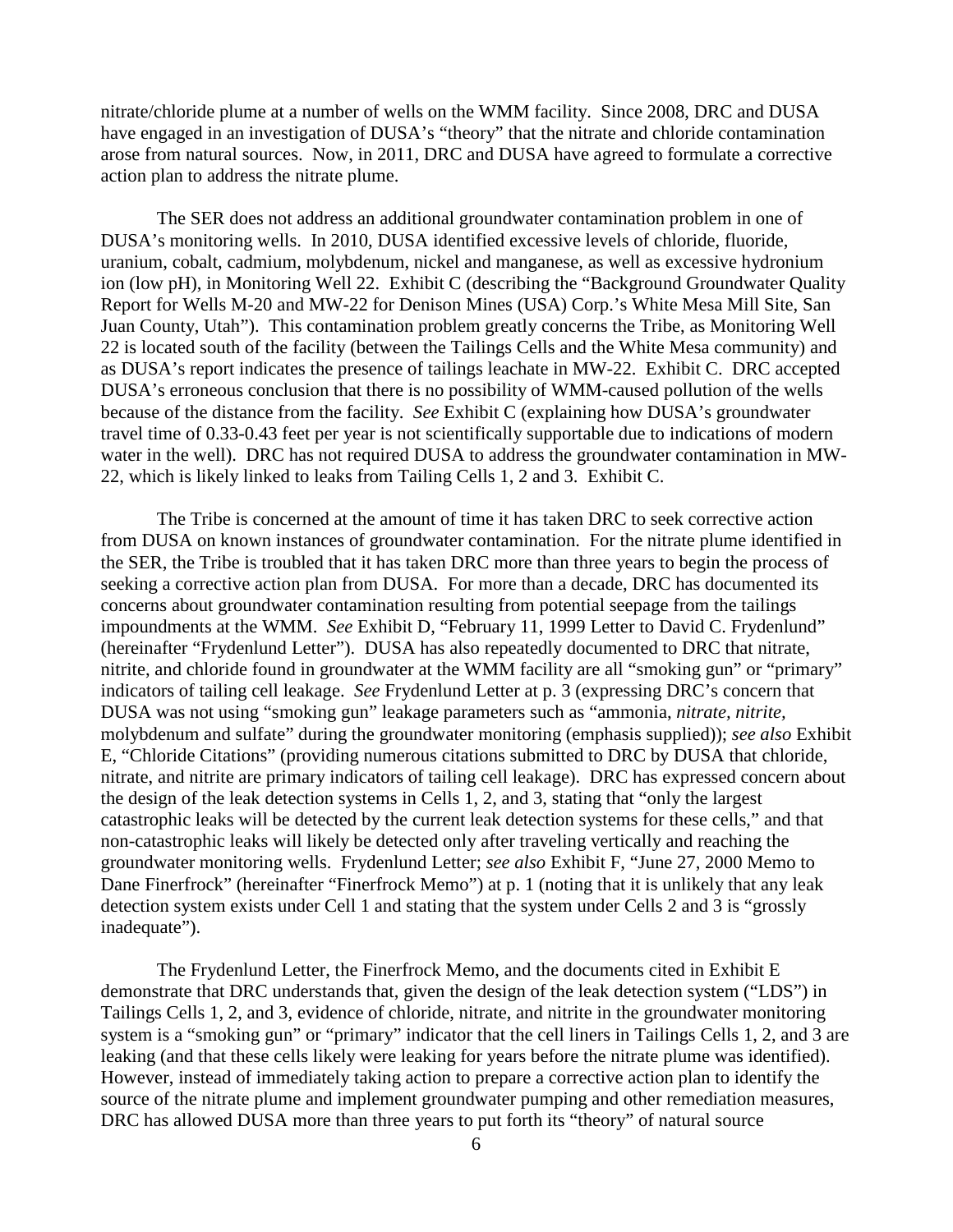nitrate/chloride plume at a number of wells on the WMM facility. Since 2008, DRC and DUSA have engaged in an investigation of DUSA's "theory" that the nitrate and chloride contamination arose from natural sources. Now, in 2011, DRC and DUSA have agreed to formulate a corrective action plan to address the nitrate plume.

The SER does not address an additional groundwater contamination problem in one of DUSA's monitoring wells. In 2010, DUSA identified excessive levels of chloride, fluoride, uranium, cobalt, cadmium, molybdenum, nickel and manganese, as well as excessive hydronium ion (low pH), in Monitoring Well 22. Exhibit C (describing the "Background Groundwater Quality Report for Wells M-20 and MW-22 for Denison Mines (USA) Corp.'s White Mesa Mill Site, San Juan County, Utah"). This contamination problem greatly concerns the Tribe, as Monitoring Well 22 is located south of the facility (between the Tailings Cells and the White Mesa community) and as DUSA's report indicates the presence of tailings leachate in MW-22. Exhibit C. DRC accepted DUSA's erroneous conclusion that there is no possibility of WMM-caused pollution of the wells because of the distance from the facility. *See* Exhibit C (explaining how DUSA's groundwater travel time of 0.33-0.43 feet per year is not scientifically supportable due to indications of modern water in the well). DRC has not required DUSA to address the groundwater contamination in MW-22, which is likely linked to leaks from Tailing Cells 1, 2 and 3. Exhibit C.

The Tribe is concerned at the amount of time it has taken DRC to seek corrective action from DUSA on known instances of groundwater contamination. For the nitrate plume identified in the SER, the Tribe is troubled that it has taken DRC more than three years to begin the process of seeking a corrective action plan from DUSA. For more than a decade, DRC has documented its concerns about groundwater contamination resulting from potential seepage from the tailings impoundments at the WMM. *See* Exhibit D, "February 11, 1999 Letter to David C. Frydenlund" (hereinafter "Frydenlund Letter"). DUSA has also repeatedly documented to DRC that nitrate, nitrite, and chloride found in groundwater at the WMM facility are all "smoking gun" or "primary" indicators of tailing cell leakage. *See* Frydenlund Letter at p. 3 (expressing DRC's concern that DUSA was not using "smoking gun" leakage parameters such as "ammonia, *nitrate, nitrite*, molybdenum and sulfate" during the groundwater monitoring (emphasis supplied)); *see also* Exhibit E, "Chloride Citations" (providing numerous citations submitted to DRC by DUSA that chloride, nitrate, and nitrite are primary indicators of tailing cell leakage). DRC has expressed concern about the design of the leak detection systems in Cells 1, 2, and 3, stating that "only the largest catastrophic leaks will be detected by the current leak detection systems for these cells," and that non-catastrophic leaks will likely be detected only after traveling vertically and reaching the groundwater monitoring wells. Frydenlund Letter; *see also* Exhibit F, "June 27, 2000 Memo to Dane Finerfrock" (hereinafter "Finerfrock Memo") at p. 1 (noting that it is unlikely that any leak detection system exists under Cell 1 and stating that the system under Cells 2 and 3 is "grossly inadequate").

The Frydenlund Letter, the Finerfrock Memo, and the documents cited in Exhibit E demonstrate that DRC understands that, given the design of the leak detection system ("LDS") in Tailings Cells 1, 2, and 3, evidence of chloride, nitrate, and nitrite in the groundwater monitoring system is a "smoking gun" or "primary" indicator that the cell liners in Tailings Cells 1, 2, and 3 are leaking (and that these cells likely were leaking for years before the nitrate plume was identified). However, instead of immediately taking action to prepare a corrective action plan to identify the source of the nitrate plume and implement groundwater pumping and other remediation measures, DRC has allowed DUSA more than three years to put forth its "theory" of natural source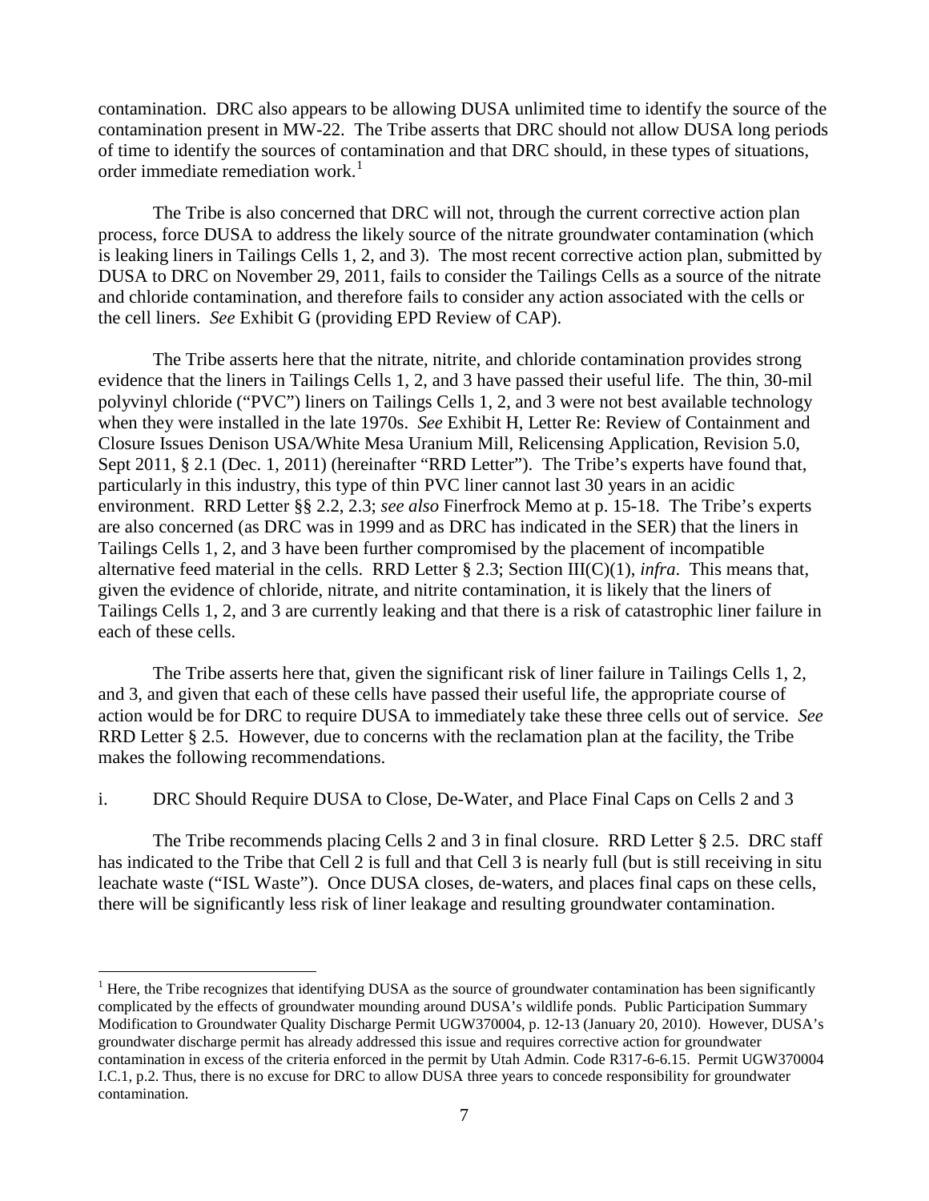contamination. DRC also appears to be allowing DUSA unlimited time to identify the source of the contamination present in MW-22. The Tribe asserts that DRC should not allow DUSA long periods of time to identify the sources of contamination and that DRC should, in these types of situations, order immediate remediation work.[1]

The Tribe is also concerned that DRC will not, through the current corrective action plan process, force DUSA to address the likely source of the nitrate groundwater contamination (which is leaking liners in Tailings Cells 1, 2, and 3). The most recent corrective action plan, submitted by DUSA to DRC on November 29, 2011, fails to consider the Tailings Cells as a source of the nitrate and chloride contamination, and therefore fails to consider any action associated with the cells or the cell liners. *See* Exhibit G (providing EPD Review of CAP).

The Tribe asserts here that the nitrate, nitrite, and chloride contamination provides strong evidence that the liners in Tailings Cells 1, 2, and 3 have passed their useful life. The thin, 30-mil polyvinyl chloride ("PVC") liners on Tailings Cells 1, 2, and 3 were not best available technology when they were installed in the late 1970s. *See* Exhibit H, Letter Re: Review of Containment and Closure Issues Denison USA/White Mesa Uranium Mill, Relicensing Application, Revision 5.0, Sept 2011, § 2.1 (Dec. 1, 2011) (hereinafter "RRD Letter"). The Tribe's experts have found that, particularly in this industry, this type of thin PVC liner cannot last 30 years in an acidic environment. RRD Letter §§ 2.2, 2.3; *see also* Finerfrock Memo at p. 15-18. The Tribe's experts are also concerned (as DRC was in 1999 and as DRC has indicated in the SER) that the liners in Tailings Cells 1, 2, and 3 have been further compromised by the placement of incompatible alternative feed material in the cells. RRD Letter § 2.3; Section III(C)(1), *infra*. This means that, given the evidence of chloride, nitrate, and nitrite contamination, it is likely that the liners of Tailings Cells 1, 2, and 3 are currently leaking and that there is a risk of catastrophic liner failure in each of these cells.

The Tribe asserts here that, given the significant risk of liner failure in Tailings Cells 1, 2, and 3, and given that each of these cells have passed their useful life, the appropriate course of action would be for DRC to require DUSA to immediately take these three cells out of service. *See* RRD Letter § 2.5. However, due to concerns with the reclamation plan at the facility, the Tribe makes the following recommendations.

i. DRC Should Require DUSA to Close, De-Water, and Place Final Caps on Cells 2 and 3

The Tribe recommends placing Cells 2 and 3 in final closure. RRD Letter § 2.5. DRC staff has indicated to the Tribe that Cell 2 is full and that Cell 3 is nearly full (but is still receiving in situ leachate waste ("ISL Waste"). Once DUSA closes, de-waters, and places final caps on these cells, there will be significantly less risk of liner leakage and resulting groundwater contamination.

[1] Here, the Tribe recognizes that identifying DUSA as the source of groundwater contamination has been significantly complicated by the effects of groundwater mounding around DUSA's wildlife ponds. Public Participation Summary Modification to Groundwater Quality Discharge Permit UGW370004, p. 12-13 (January 20, 2010). However, DUSA's groundwater discharge permit has already addressed this issue and requires corrective action for groundwater contamination in excess of the criteria enforced in the permit by Utah Admin. Code R317-6-6.15. Permit UGW370004 I.C.1, p.2. Thus, there is no excuse for DRC to allow DUSA three years to concede responsibility for groundwater contamination.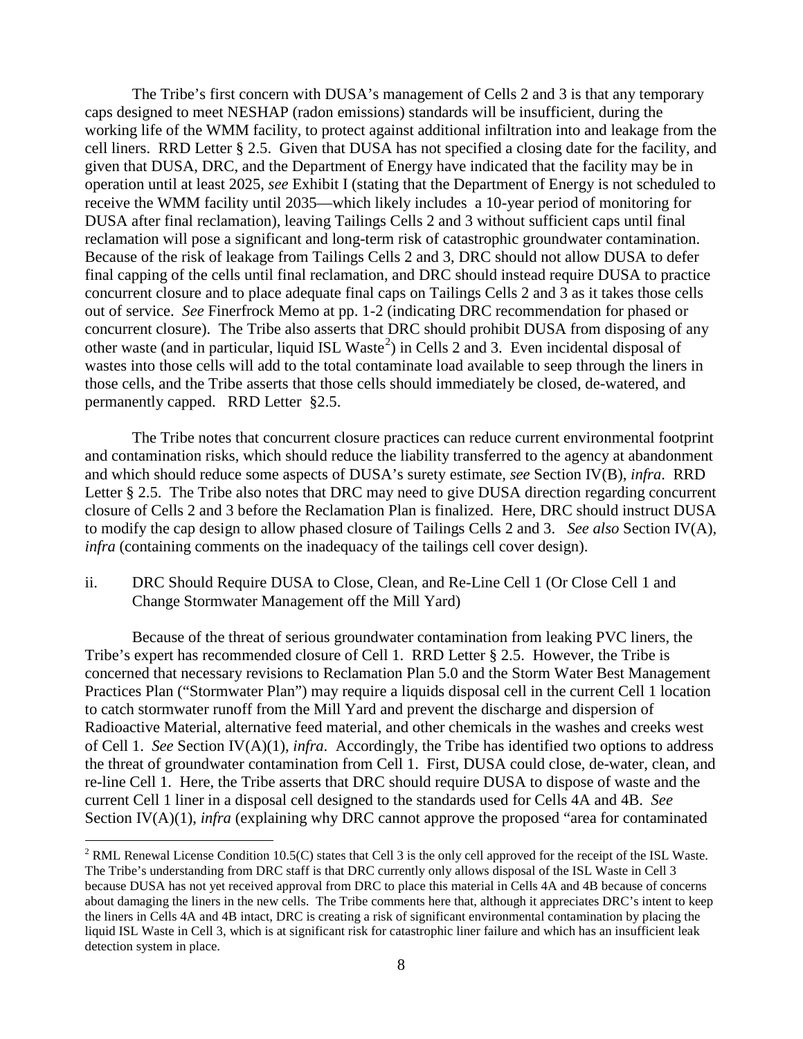The Tribe's first concern with DUSA's management of Cells 2 and 3 is that any temporary caps designed to meet NESHAP (radon emissions) standards will be insufficient, during the working life of the WMM facility, to protect against additional infiltration into and leakage from the cell liners. RRD Letter § 2.5. Given that DUSA has not specified a closing date for the facility, and given that DUSA, DRC, and the Department of Energy have indicated that the facility may be in operation until at least 2025, *see* Exhibit I (stating that the Department of Energy is not scheduled to receive the WMM facility until 2035—which likely includes a 10-year period of monitoring for DUSA after final reclamation), leaving Tailings Cells 2 and 3 without sufficient caps until final reclamation will pose a significant and long-term risk of catastrophic groundwater contamination. Because of the risk of leakage from Tailings Cells 2 and 3, DRC should not allow DUSA to defer final capping of the cells until final reclamation, and DRC should instead require DUSA to practice concurrent closure and to place adequate final caps on Tailings Cells 2 and 3 as it takes those cells out of service. *See* Finerfrock Memo at pp. 1-2 (indicating DRC recommendation for phased or concurrent closure). The Tribe also asserts that DRC should prohibit DUSA from disposing of any other waste (and in particular, liquid ISL Waste[2]) in Cells 2 and 3. Even incidental disposal of wastes into those cells will add to the total contaminate load available to seep through the liners in those cells, and the Tribe asserts that those cells should immediately be closed, de-watered, and permanently capped. RRD Letter §2.5.

The Tribe notes that concurrent closure practices can reduce current environmental footprint and contamination risks, which should reduce the liability transferred to the agency at abandonment and which should reduce some aspects of DUSA's surety estimate, *see* Section IV(B), *infra*. RRD Letter § 2.5. The Tribe also notes that DRC may need to give DUSA direction regarding concurrent closure of Cells 2 and 3 before the Reclamation Plan is finalized. Here, DRC should instruct DUSA to modify the cap design to allow phased closure of Tailings Cells 2 and 3. *See also* Section IV(A), *infra* (containing comments on the inadequacy of the tailings cell cover design).

ii. DRC Should Require DUSA to Close, Clean, and Re-Line Cell 1 (Or Close Cell 1 and Change Stormwater Management off the Mill Yard)

Because of the threat of serious groundwater contamination from leaking PVC liners, the Tribe's expert has recommended closure of Cell 1. RRD Letter § 2.5. However, the Tribe is concerned that necessary revisions to Reclamation Plan 5.0 and the Storm Water Best Management Practices Plan ("Stormwater Plan") may require a liquids disposal cell in the current Cell 1 location to catch stormwater runoff from the Mill Yard and prevent the discharge and dispersion of Radioactive Material, alternative feed material, and other chemicals in the washes and creeks west of Cell 1. *See* Section IV(A)(1), *infra*. Accordingly, the Tribe has identified two options to address the threat of groundwater contamination from Cell 1. First, DUSA could close, de-water, clean, and re-line Cell 1. Here, the Tribe asserts that DRC should require DUSA to dispose of waste and the current Cell 1 liner in a disposal cell designed to the standards used for Cells 4A and 4B. *See* Section IV(A)(1), *infra* (explaining why DRC cannot approve the proposed "area for contaminated

[2] RML Renewal License Condition 10.5(C) states that Cell 3 is the only cell approved for the receipt of the ISL Waste. The Tribe's understanding from DRC staff is that DRC currently only allows disposal of the ISL Waste in Cell 3 because DUSA has not yet received approval from DRC to place this material in Cells 4A and 4B because of concerns about damaging the liners in the new cells. The Tribe comments here that, although it appreciates DRC's intent to keep the liners in Cells 4A and 4B intact, DRC is creating a risk of significant environmental contamination by placing the liquid ISL Waste in Cell 3, which is at significant risk for catastrophic liner failure and which has an insufficient leak detection system in place.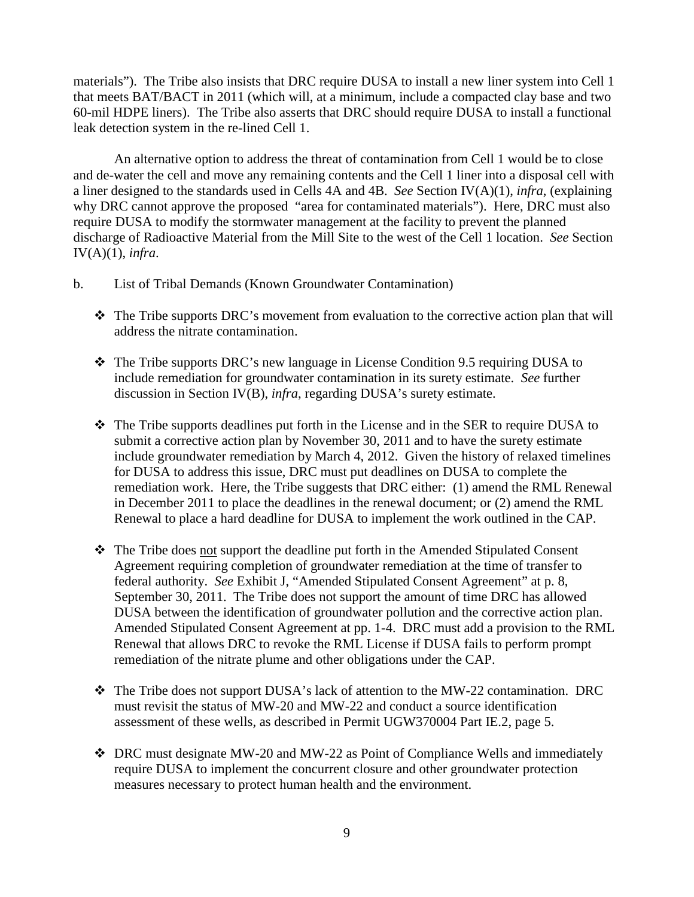materials"). The Tribe also insists that DRC require DUSA to install a new liner system into Cell 1 that meets BAT/BACT in 2011 (which will, at a minimum, include a compacted clay base and two 60-mil HDPE liners). The Tribe also asserts that DRC should require DUSA to install a functional leak detection system in the re-lined Cell 1.

An alternative option to address the threat of contamination from Cell 1 would be to close and de-water the cell and move any remaining contents and the Cell 1 liner into a disposal cell with a liner designed to the standards used in Cells 4A and 4B. *See* Section IV(A)(1), *infra*, (explaining why DRC cannot approve the proposed "area for contaminated materials"). Here, DRC must also require DUSA to modify the stormwater management at the facility to prevent the planned discharge of Radioactive Material from the Mill Site to the west of the Cell 1 location. *See* Section IV(A)(1), *infra*.

b. List of Tribal Demands (Known Groundwater Contamination)

- The Tribe supports DRC's movement from evaluation to the corrective action plan that will address the nitrate contamination.
- The Tribe supports DRC's new language in License Condition 9.5 requiring DUSA to include remediation for groundwater contamination in its surety estimate. *See* further discussion in Section IV(B), *infra*, regarding DUSA's surety estimate.
- The Tribe supports deadlines put forth in the License and in the SER to require DUSA to submit a corrective action plan by November 30, 2011 and to have the surety estimate include groundwater remediation by March 4, 2012. Given the history of relaxed timelines for DUSA to address this issue, DRC must put deadlines on DUSA to complete the remediation work. Here, the Tribe suggests that DRC either: (1) amend the RML Renewal in December 2011 to place the deadlines in the renewal document; or (2) amend the RML Renewal to place a hard deadline for DUSA to implement the work outlined in the CAP.
- The Tribe does <u>not</u> support the deadline put forth in the Amended Stipulated Consent Agreement requiring completion of groundwater remediation at the time of transfer to federal authority. *See* Exhibit J, "Amended Stipulated Consent Agreement" at p. 8, September 30, 2011. The Tribe does not support the amount of time DRC has allowed DUSA between the identification of groundwater pollution and the corrective action plan. Amended Stipulated Consent Agreement at pp. 1-4. DRC must add a provision to the RML Renewal that allows DRC to revoke the RML License if DUSA fails to perform prompt remediation of the nitrate plume and other obligations under the CAP.
- The Tribe does not support DUSA's lack of attention to the MW-22 contamination. DRC must revisit the status of MW-20 and MW-22 and conduct a source identification assessment of these wells, as described in Permit UGW370004 Part IE.2, page 5.
- DRC must designate MW-20 and MW-22 as Point of Compliance Wells and immediately require DUSA to implement the concurrent closure and other groundwater protection measures necessary to protect human health and the environment.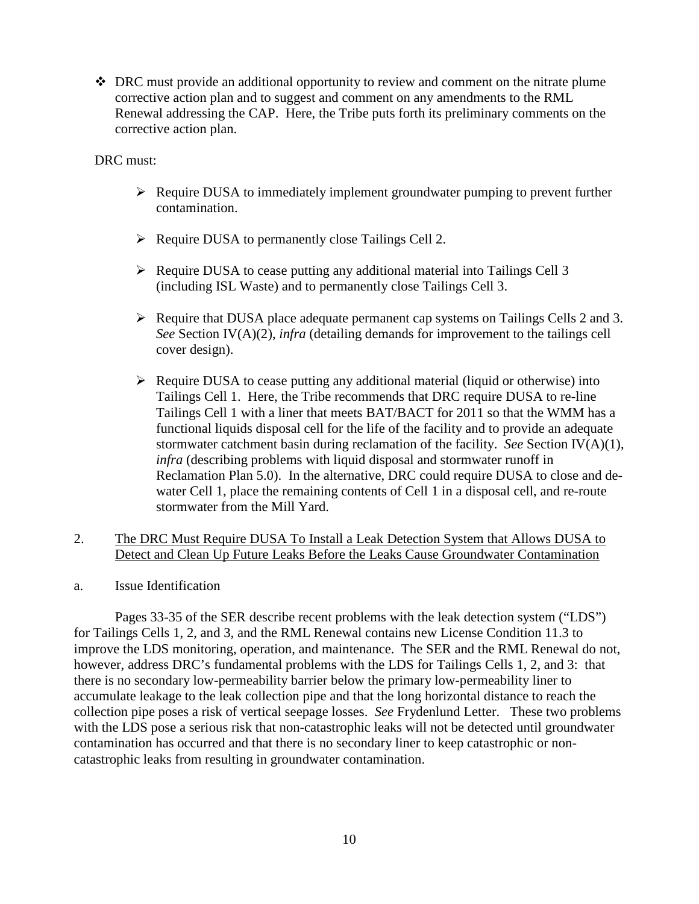- DRC must provide an additional opportunity to review and comment on the nitrate plume corrective action plan and to suggest and comment on any amendments to the RML Renewal addressing the CAP. Here, the Tribe puts forth its preliminary comments on the corrective action plan.

DRC must:

- Require DUSA to immediately implement groundwater pumping to prevent further contamination.
- Require DUSA to permanently close Tailings Cell 2.
- Require DUSA to cease putting any additional material into Tailings Cell 3 (including ISL Waste) and to permanently close Tailings Cell 3.
- Require that DUSA place adequate permanent cap systems on Tailings Cells 2 and 3. *See* Section IV(A)(2), *infra* (detailing demands for improvement to the tailings cell cover design).
- Require DUSA to cease putting any additional material (liquid or otherwise) into Tailings Cell 1. Here, the Tribe recommends that DRC require DUSA to re-line Tailings Cell 1 with a liner that meets BAT/BACT for 2011 so that the WMM has a functional liquids disposal cell for the life of the facility and to provide an adequate stormwater catchment basin during reclamation of the facility. *See* Section IV(A)(1), *infra* (describing problems with liquid disposal and stormwater runoff in Reclamation Plan 5.0). In the alternative, DRC could require DUSA to close and de-water Cell 1, place the remaining contents of Cell 1 in a disposal cell, and re-route stormwater from the Mill Yard.

2. <u>The DRC Must Require DUSA To Install a Leak Detection System that Allows DUSA to Detect and Clean Up Future Leaks Before the Leaks Cause Groundwater Contamination</u>

a. Issue Identification

Pages 33-35 of the SER describe recent problems with the leak detection system ("LDS") for Tailings Cells 1, 2, and 3, and the RML Renewal contains new License Condition 11.3 to improve the LDS monitoring, operation, and maintenance. The SER and the RML Renewal do not, however, address DRC's fundamental problems with the LDS for Tailings Cells 1, 2, and 3: that there is no secondary low-permeability barrier below the primary low-permeability liner to accumulate leakage to the leak collection pipe and that the long horizontal distance to reach the collection pipe poses a risk of vertical seepage losses. *See* Frydenlund Letter. These two problems with the LDS pose a serious risk that non-catastrophic leaks will not be detected until groundwater contamination has occurred and that there is no secondary liner to keep catastrophic or non-catastrophic leaks from resulting in groundwater contamination.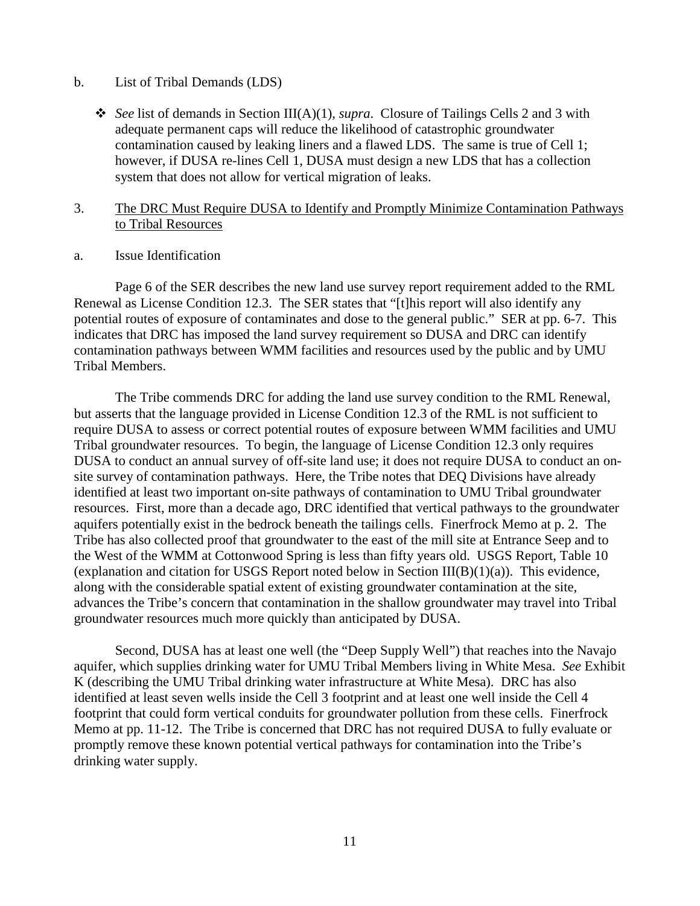b. List of Tribal Demands (LDS)

- *See* list of demands in Section III(A)(1), *supra*. Closure of Tailings Cells 2 and 3 with adequate permanent caps will reduce the likelihood of catastrophic groundwater contamination caused by leaking liners and a flawed LDS. The same is true of Cell 1; however, if DUSA re-lines Cell 1, DUSA must design a new LDS that has a collection system that does not allow for vertical migration of leaks.

3. <u>The DRC Must Require DUSA to Identify and Promptly Minimize Contamination Pathways to Tribal Resources</u>

a. Issue Identification

Page 6 of the SER describes the new land use survey report requirement added to the RML Renewal as License Condition 12.3. The SER states that "[t]his report will also identify any potential routes of exposure of contaminates and dose to the general public." SER at pp. 6-7. This indicates that DRC has imposed the land survey requirement so DUSA and DRC can identify contamination pathways between WMM facilities and resources used by the public and by UMU Tribal Members.

The Tribe commends DRC for adding the land use survey condition to the RML Renewal, but asserts that the language provided in License Condition 12.3 of the RML is not sufficient to require DUSA to assess or correct potential routes of exposure between WMM facilities and UMU Tribal groundwater resources. To begin, the language of License Condition 12.3 only requires DUSA to conduct an annual survey of off-site land use; it does not require DUSA to conduct an on-site survey of contamination pathways. Here, the Tribe notes that DEQ Divisions have already identified at least two important on-site pathways of contamination to UMU Tribal groundwater resources. First, more than a decade ago, DRC identified that vertical pathways to the groundwater aquifers potentially exist in the bedrock beneath the tailings cells. Finerfrock Memo at p. 2. The Tribe has also collected proof that groundwater to the east of the mill site at Entrance Seep and to the West of the WMM at Cottonwood Spring is less than fifty years old. USGS Report, Table 10 (explanation and citation for USGS Report noted below in Section III(B)(1)(a)). This evidence, along with the considerable spatial extent of existing groundwater contamination at the site, advances the Tribe's concern that contamination in the shallow groundwater may travel into Tribal groundwater resources much more quickly than anticipated by DUSA.

Second, DUSA has at least one well (the "Deep Supply Well") that reaches into the Navajo aquifer, which supplies drinking water for UMU Tribal Members living in White Mesa. *See* Exhibit K (describing the UMU Tribal drinking water infrastructure at White Mesa). DRC has also identified at least seven wells inside the Cell 3 footprint and at least one well inside the Cell 4 footprint that could form vertical conduits for groundwater pollution from these cells. Finerfrock Memo at pp. 11-12. The Tribe is concerned that DRC has not required DUSA to fully evaluate or promptly remove these known potential vertical pathways for contamination into the Tribe's drinking water supply.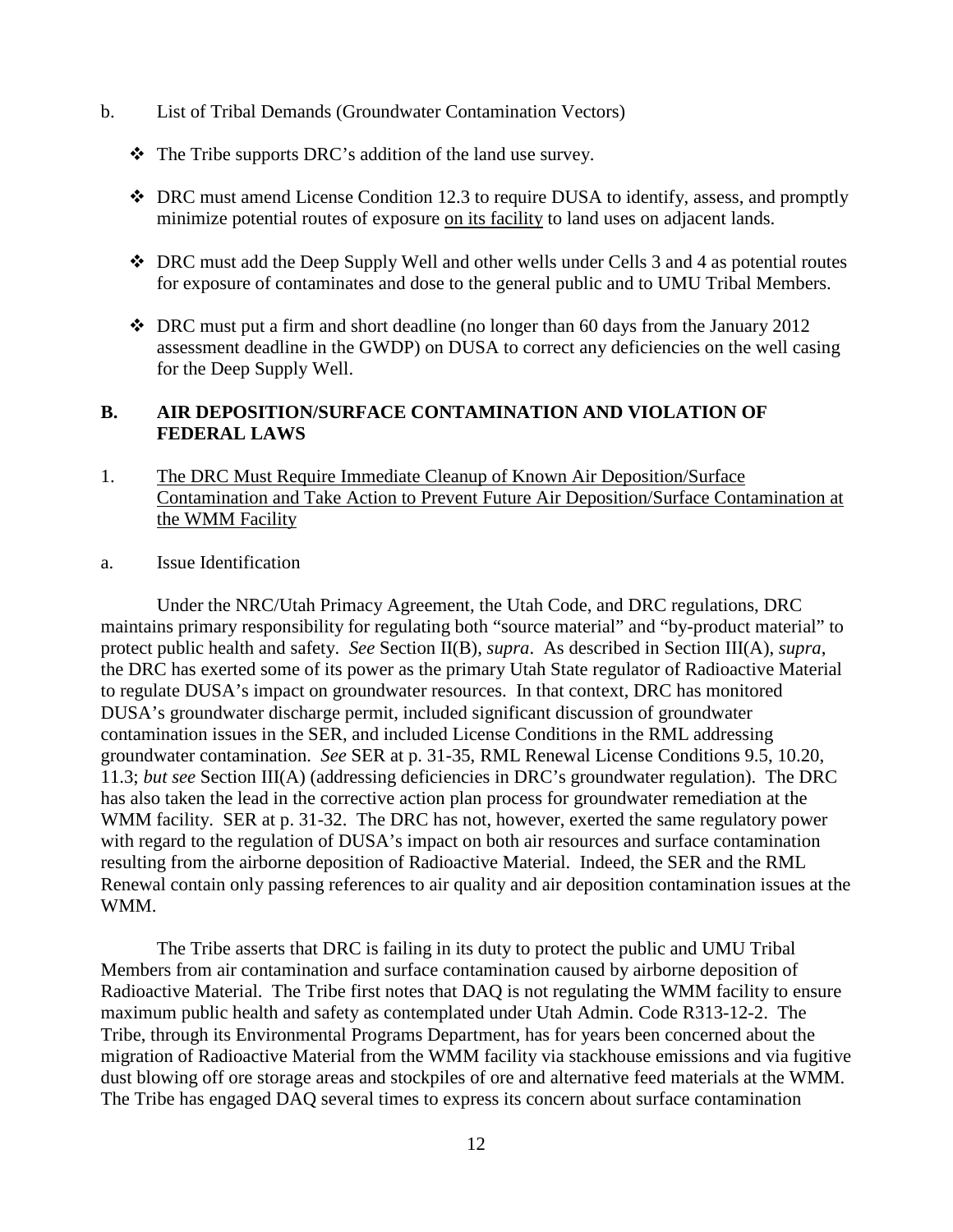b. List of Tribal Demands (Groundwater Contamination Vectors)

- ❖ The Tribe supports DRC's addition of the land use survey.
- ❖ DRC must amend License Condition 12.3 to require DUSA to identify, assess, and promptly minimize potential routes of exposure <u>on its facility</u> to land uses on adjacent lands.
- ❖ DRC must add the Deep Supply Well and other wells under Cells 3 and 4 as potential routes for exposure of contaminates and dose to the general public and to UMU Tribal Members.
- ❖ DRC must put a firm and short deadline (no longer than 60 days from the January 2012 assessment deadline in the GWDP) on DUSA to correct any deficiencies on the well casing for the Deep Supply Well.

## B. AIR DEPOSITION/SURFACE CONTAMINATION AND VIOLATION OF FEDERAL LAWS

1. <u>The DRC Must Require Immediate Cleanup of Known Air Deposition/Surface Contamination and Take Action to Prevent Future Air Deposition/Surface Contamination at the WMM Facility</u>

a. Issue Identification

Under the NRC/Utah Primacy Agreement, the Utah Code, and DRC regulations, DRC maintains primary responsibility for regulating both "source material" and "by-product material" to protect public health and safety. *See* Section II(B), *supra*. As described in Section III(A), *supra*, the DRC has exerted some of its power as the primary Utah State regulator of Radioactive Material to regulate DUSA's impact on groundwater resources. In that context, DRC has monitored DUSA's groundwater discharge permit, included significant discussion of groundwater contamination issues in the SER, and included License Conditions in the RML addressing groundwater contamination. *See* SER at p. 31-35, RML Renewal License Conditions 9.5, 10.20, 11.3; *but see* Section III(A) (addressing deficiencies in DRC's groundwater regulation). The DRC has also taken the lead in the corrective action plan process for groundwater remediation at the WMM facility. SER at p. 31-32. The DRC has not, however, exerted the same regulatory power with regard to the regulation of DUSA's impact on both air resources and surface contamination resulting from the airborne deposition of Radioactive Material. Indeed, the SER and the RML Renewal contain only passing references to air quality and air deposition contamination issues at the WMM.

The Tribe asserts that DRC is failing in its duty to protect the public and UMU Tribal Members from air contamination and surface contamination caused by airborne deposition of Radioactive Material. The Tribe first notes that DAQ is not regulating the WMM facility to ensure maximum public health and safety as contemplated under Utah Admin. Code R313-12-2. The Tribe, through its Environmental Programs Department, has for years been concerned about the migration of Radioactive Material from the WMM facility via stackhouse emissions and via fugitive dust blowing off ore storage areas and stockpiles of ore and alternative feed materials at the WMM. The Tribe has engaged DAQ several times to express its concern about surface contamination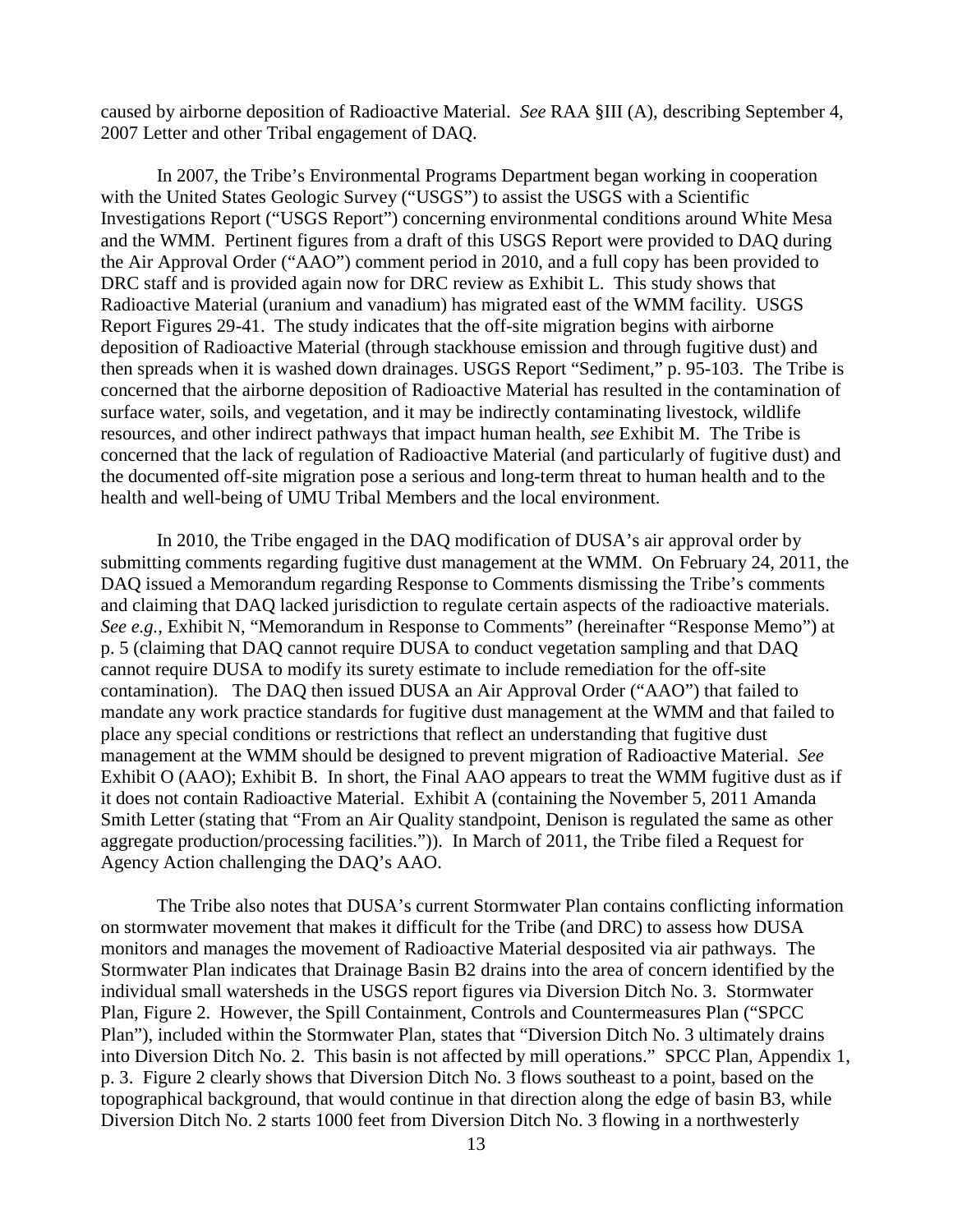caused by airborne deposition of Radioactive Material. *See* RAA §III (A), describing September 4, 2007 Letter and other Tribal engagement of DAQ.

In 2007, the Tribe's Environmental Programs Department began working in cooperation with the United States Geologic Survey ("USGS") to assist the USGS with a Scientific Investigations Report ("USGS Report") concerning environmental conditions around White Mesa and the WMM. Pertinent figures from a draft of this USGS Report were provided to DAQ during the Air Approval Order ("AAO") comment period in 2010, and a full copy has been provided to DRC staff and is provided again now for DRC review as Exhibit L. This study shows that Radioactive Material (uranium and vanadium) has migrated east of the WMM facility. USGS Report Figures 29-41. The study indicates that the off-site migration begins with airborne deposition of Radioactive Material (through stackhouse emission and through fugitive dust) and then spreads when it is washed down drainages. USGS Report "Sediment," p. 95-103. The Tribe is concerned that the airborne deposition of Radioactive Material has resulted in the contamination of surface water, soils, and vegetation, and it may be indirectly contaminating livestock, wildlife resources, and other indirect pathways that impact human health, *see* Exhibit M. The Tribe is concerned that the lack of regulation of Radioactive Material (and particularly of fugitive dust) and the documented off-site migration pose a serious and long-term threat to human health and to the health and well-being of UMU Tribal Members and the local environment.

In 2010, the Tribe engaged in the DAQ modification of DUSA's air approval order by submitting comments regarding fugitive dust management at the WMM. On February 24, 2011, the DAQ issued a Memorandum regarding Response to Comments dismissing the Tribe's comments and claiming that DAQ lacked jurisdiction to regulate certain aspects of the radioactive materials. *See e.g.,* Exhibit N, "Memorandum in Response to Comments" (hereinafter "Response Memo") at p. 5 (claiming that DAQ cannot require DUSA to conduct vegetation sampling and that DAQ cannot require DUSA to modify its surety estimate to include remediation for the off-site contamination). The DAQ then issued DUSA an Air Approval Order ("AAO") that failed to mandate any work practice standards for fugitive dust management at the WMM and that failed to place any special conditions or restrictions that reflect an understanding that fugitive dust management at the WMM should be designed to prevent migration of Radioactive Material. *See* Exhibit O (AAO); Exhibit B. In short, the Final AAO appears to treat the WMM fugitive dust as if it does not contain Radioactive Material. Exhibit A (containing the November 5, 2011 Amanda Smith Letter (stating that "From an Air Quality standpoint, Denison is regulated the same as other aggregate production/processing facilities.")). In March of 2011, the Tribe filed a Request for Agency Action challenging the DAQ's AAO.

The Tribe also notes that DUSA's current Stormwater Plan contains conflicting information on stormwater movement that makes it difficult for the Tribe (and DRC) to assess how DUSA monitors and manages the movement of Radioactive Material desposited via air pathways. The Stormwater Plan indicates that Drainage Basin B2 drains into the area of concern identified by the individual small watersheds in the USGS report figures via Diversion Ditch No. 3. Stormwater Plan, Figure 2. However, the Spill Containment, Controls and Countermeasures Plan ("SPCC Plan"), included within the Stormwater Plan, states that "Diversion Ditch No. 3 ultimately drains into Diversion Ditch No. 2. This basin is not affected by mill operations." SPCC Plan, Appendix 1, p. 3. Figure 2 clearly shows that Diversion Ditch No. 3 flows southeast to a point, based on the topographical background, that would continue in that direction along the edge of basin B3, while Diversion Ditch No. 2 starts 1000 feet from Diversion Ditch No. 3 flowing in a northwesterly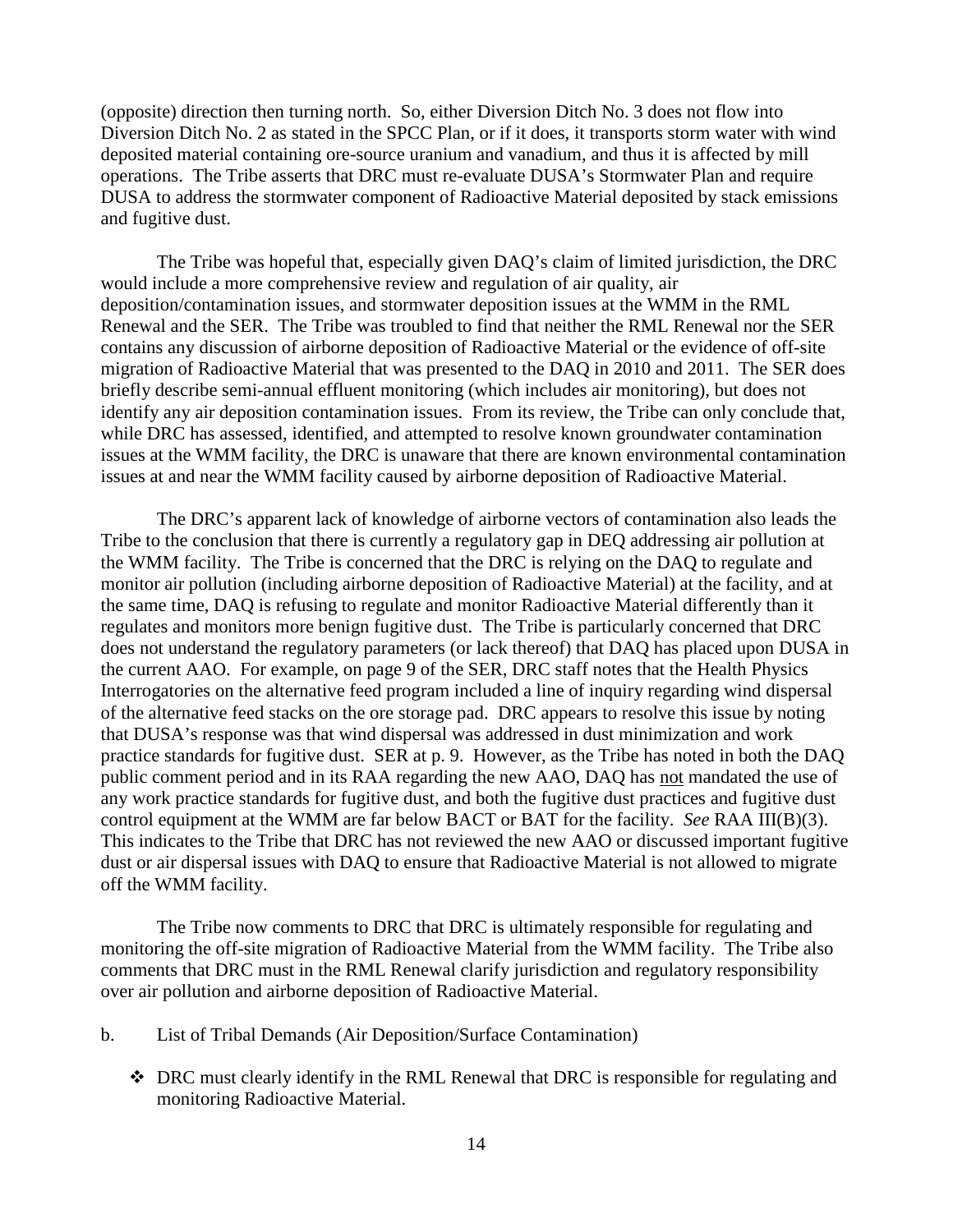(opposite) direction then turning north. So, either Diversion Ditch No. 3 does not flow into Diversion Ditch No. 2 as stated in the SPCC Plan, or if it does, it transports storm water with wind deposited material containing ore-source uranium and vanadium, and thus it is affected by mill operations. The Tribe asserts that DRC must re-evaluate DUSA's Stormwater Plan and require DUSA to address the stormwater component of Radioactive Material deposited by stack emissions and fugitive dust.

The Tribe was hopeful that, especially given DAQ's claim of limited jurisdiction, the DRC would include a more comprehensive review and regulation of air quality, air deposition/contamination issues, and stormwater deposition issues at the WMM in the RML Renewal and the SER. The Tribe was troubled to find that neither the RML Renewal nor the SER contains any discussion of airborne deposition of Radioactive Material or the evidence of off-site migration of Radioactive Material that was presented to the DAQ in 2010 and 2011. The SER does briefly describe semi-annual effluent monitoring (which includes air monitoring), but does not identify any air deposition contamination issues. From its review, the Tribe can only conclude that, while DRC has assessed, identified, and attempted to resolve known groundwater contamination issues at the WMM facility, the DRC is unaware that there are known environmental contamination issues at and near the WMM facility caused by airborne deposition of Radioactive Material.

The DRC's apparent lack of knowledge of airborne vectors of contamination also leads the Tribe to the conclusion that there is currently a regulatory gap in DEQ addressing air pollution at the WMM facility. The Tribe is concerned that the DRC is relying on the DAQ to regulate and monitor air pollution (including airborne deposition of Radioactive Material) at the facility, and at the same time, DAQ is refusing to regulate and monitor Radioactive Material differently than it regulates and monitors more benign fugitive dust. The Tribe is particularly concerned that DRC does not understand the regulatory parameters (or lack thereof) that DAQ has placed upon DUSA in the current AAO. For example, on page 9 of the SER, DRC staff notes that the Health Physics Interrogatories on the alternative feed program included a line of inquiry regarding wind dispersal of the alternative feed stacks on the ore storage pad. DRC appears to resolve this issue by noting that DUSA's response was that wind dispersal was addressed in dust minimization and work practice standards for fugitive dust. SER at p. 9. However, as the Tribe has noted in both the DAQ public comment period and in its RAA regarding the new AAO, DAQ has <u>not</u> mandated the use of any work practice standards for fugitive dust, and both the fugitive dust practices and fugitive dust control equipment at the WMM are far below BACT or BAT for the facility. *See* RAA III(B)(3). This indicates to the Tribe that DRC has not reviewed the new AAO or discussed important fugitive dust or air dispersal issues with DAQ to ensure that Radioactive Material is not allowed to migrate off the WMM facility.

The Tribe now comments to DRC that DRC is ultimately responsible for regulating and monitoring the off-site migration of Radioactive Material from the WMM facility. The Tribe also comments that DRC must in the RML Renewal clarify jurisdiction and regulatory responsibility over air pollution and airborne deposition of Radioactive Material.

b. List of Tribal Demands (Air Deposition/Surface Contamination)

- DRC must clearly identify in the RML Renewal that DRC is responsible for regulating and monitoring Radioactive Material.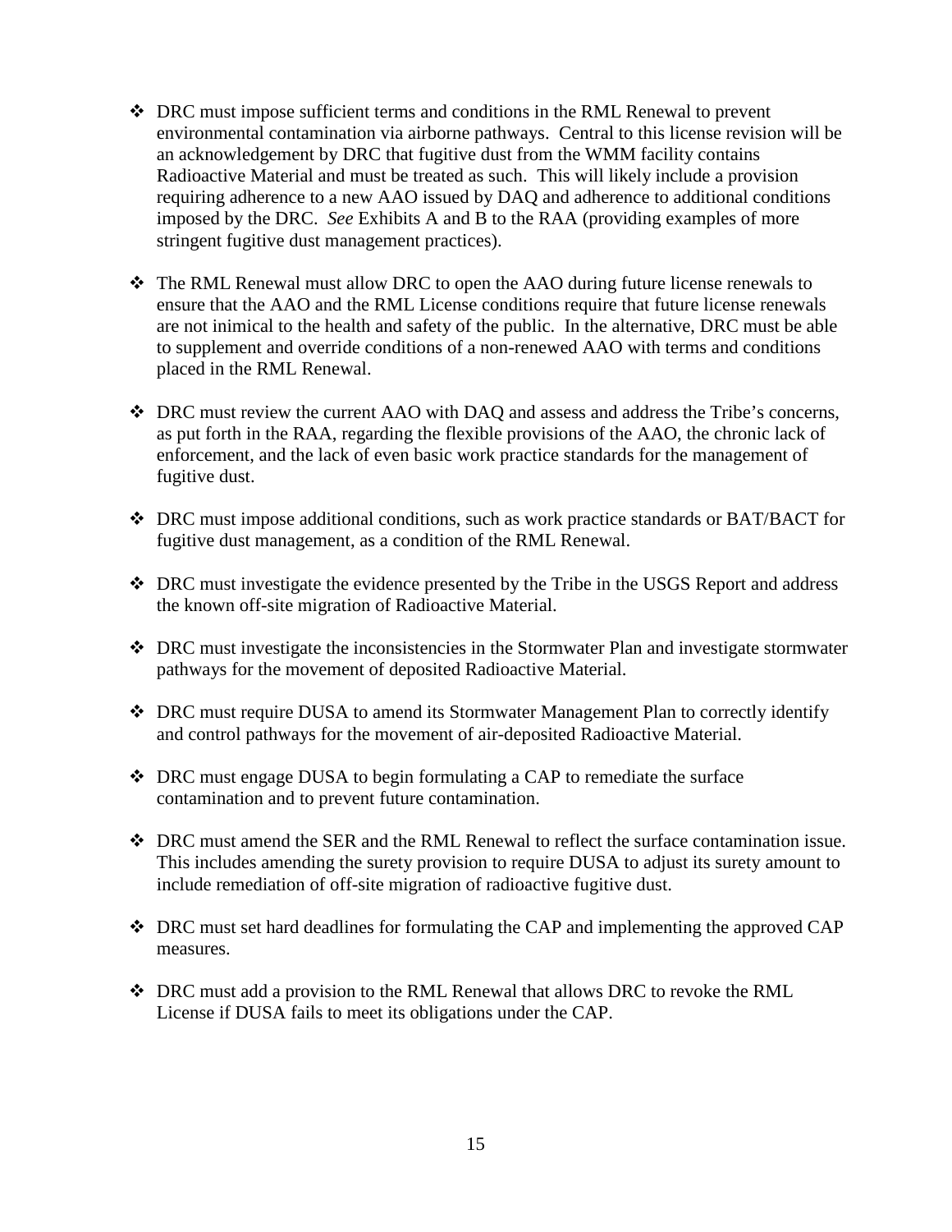- DRC must impose sufficient terms and conditions in the RML Renewal to prevent environmental contamination via airborne pathways. Central to this license revision will be an acknowledgement by DRC that fugitive dust from the WMM facility contains Radioactive Material and must be treated as such. This will likely include a provision requiring adherence to a new AAO issued by DAQ and adherence to additional conditions imposed by the DRC. *See* Exhibits A and B to the RAA (providing examples of more stringent fugitive dust management practices).

- The RML Renewal must allow DRC to open the AAO during future license renewals to ensure that the AAO and the RML License conditions require that future license renewals are not inimical to the health and safety of the public. In the alternative, DRC must be able to supplement and override conditions of a non-renewed AAO with terms and conditions placed in the RML Renewal.

- DRC must review the current AAO with DAQ and assess and address the Tribe's concerns, as put forth in the RAA, regarding the flexible provisions of the AAO, the chronic lack of enforcement, and the lack of even basic work practice standards for the management of fugitive dust.

- DRC must impose additional conditions, such as work practice standards or BAT/BACT for fugitive dust management, as a condition of the RML Renewal.

- DRC must investigate the evidence presented by the Tribe in the USGS Report and address the known off-site migration of Radioactive Material.

- DRC must investigate the inconsistencies in the Stormwater Plan and investigate stormwater pathways for the movement of deposited Radioactive Material.

- DRC must require DUSA to amend its Stormwater Management Plan to correctly identify and control pathways for the movement of air-deposited Radioactive Material.

- DRC must engage DUSA to begin formulating a CAP to remediate the surface contamination and to prevent future contamination.

- DRC must amend the SER and the RML Renewal to reflect the surface contamination issue. This includes amending the surety provision to require DUSA to adjust its surety amount to include remediation of off-site migration of radioactive fugitive dust.

- DRC must set hard deadlines for formulating the CAP and implementing the approved CAP measures.

- DRC must add a provision to the RML Renewal that allows DRC to revoke the RML License if DUSA fails to meet its obligations under the CAP.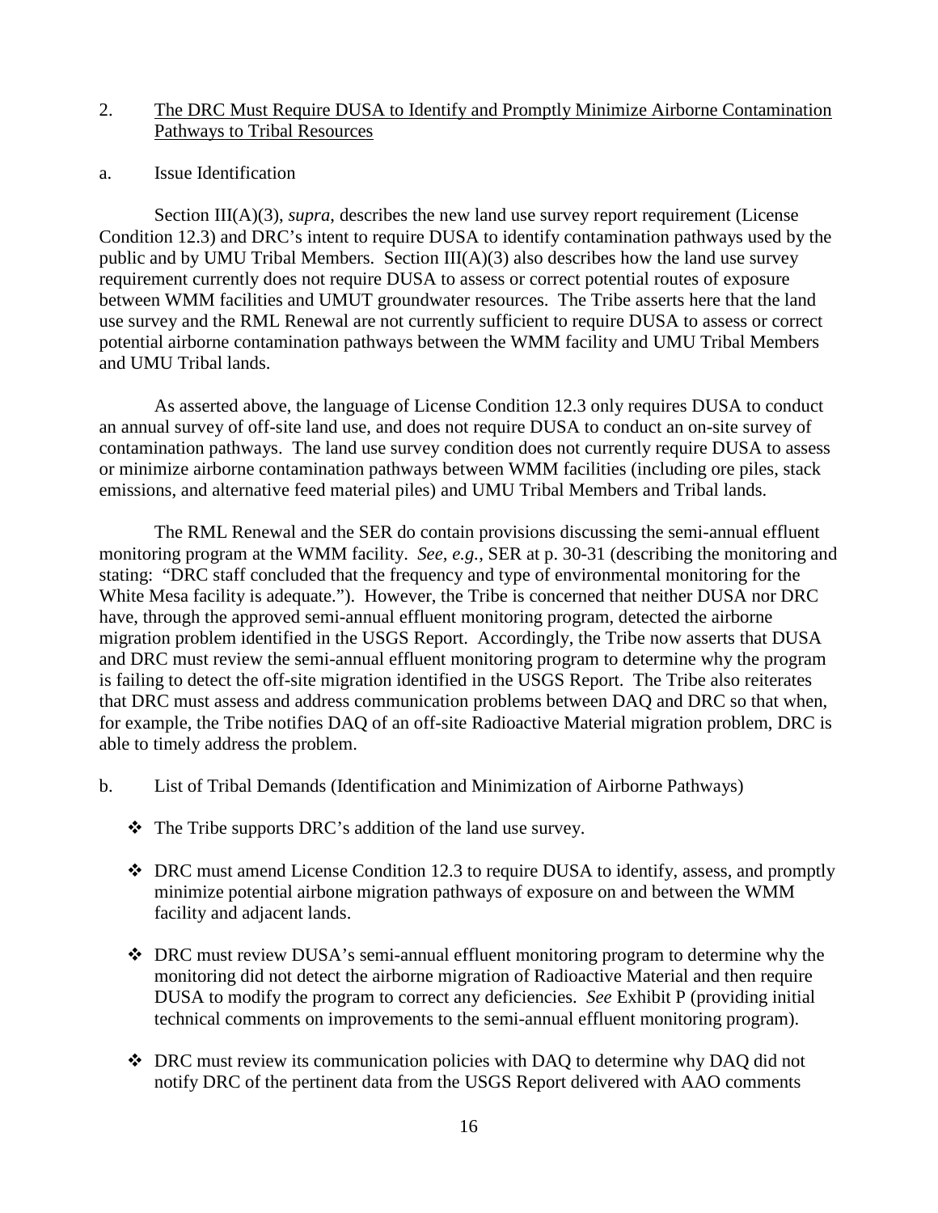2. <u>The DRC Must Require DUSA to Identify and Promptly Minimize Airborne Contamination Pathways to Tribal Resources</u>

a. Issue Identification

Section III(A)(3), *supra*, describes the new land use survey report requirement (License Condition 12.3) and DRC's intent to require DUSA to identify contamination pathways used by the public and by UMU Tribal Members. Section III(A)(3) also describes how the land use survey requirement currently does not require DUSA to assess or correct potential routes of exposure between WMM facilities and UMUT groundwater resources. The Tribe asserts here that the land use survey and the RML Renewal are not currently sufficient to require DUSA to assess or correct potential airborne contamination pathways between the WMM facility and UMU Tribal Members and UMU Tribal lands.

As asserted above, the language of License Condition 12.3 only requires DUSA to conduct an annual survey of off-site land use, and does not require DUSA to conduct an on-site survey of contamination pathways. The land use survey condition does not currently require DUSA to assess or minimize airborne contamination pathways between WMM facilities (including ore piles, stack emissions, and alternative feed material piles) and UMU Tribal Members and Tribal lands.

The RML Renewal and the SER do contain provisions discussing the semi-annual effluent monitoring program at the WMM facility. *See, e.g.*, SER at p. 30-31 (describing the monitoring and stating: "DRC staff concluded that the frequency and type of environmental monitoring for the White Mesa facility is adequate."). However, the Tribe is concerned that neither DUSA nor DRC have, through the approved semi-annual effluent monitoring program, detected the airborne migration problem identified in the USGS Report. Accordingly, the Tribe now asserts that DUSA and DRC must review the semi-annual effluent monitoring program to determine why the program is failing to detect the off-site migration identified in the USGS Report. The Tribe also reiterates that DRC must assess and address communication problems between DAQ and DRC so that when, for example, the Tribe notifies DAQ of an off-site Radioactive Material migration problem, DRC is able to timely address the problem.

b. List of Tribal Demands (Identification and Minimization of Airborne Pathways)

- The Tribe supports DRC's addition of the land use survey.
- DRC must amend License Condition 12.3 to require DUSA to identify, assess, and promptly minimize potential airbone migration pathways of exposure on and between the WMM facility and adjacent lands.
- DRC must review DUSA's semi-annual effluent monitoring program to determine why the monitoring did not detect the airborne migration of Radioactive Material and then require DUSA to modify the program to correct any deficiencies. *See* Exhibit P (providing initial technical comments on improvements to the semi-annual effluent monitoring program).
- DRC must review its communication policies with DAQ to determine why DAQ did not notify DRC of the pertinent data from the USGS Report delivered with AAO comments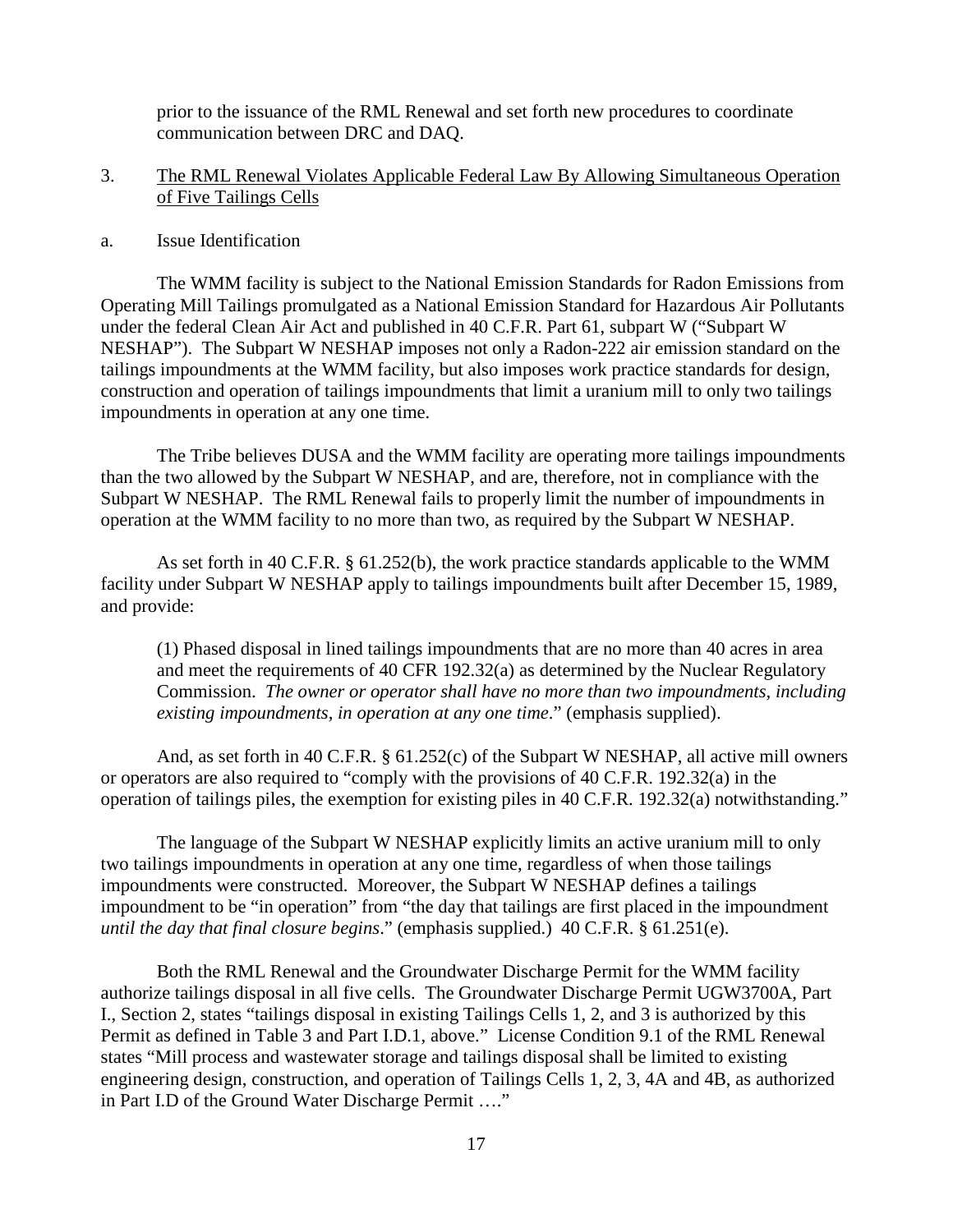prior to the issuance of the RML Renewal and set forth new procedures to coordinate communication between DRC and DAQ.

3. <u>The RML Renewal Violates Applicable Federal Law By Allowing Simultaneous Operation of Five Tailings Cells</u>

a. Issue Identification

The WMM facility is subject to the National Emission Standards for Radon Emissions from Operating Mill Tailings promulgated as a National Emission Standard for Hazardous Air Pollutants under the federal Clean Air Act and published in 40 C.F.R. Part 61, subpart W ("Subpart W NESHAP"). The Subpart W NESHAP imposes not only a Radon-222 air emission standard on the tailings impoundments at the WMM facility, but also imposes work practice standards for design, construction and operation of tailings impoundments that limit a uranium mill to only two tailings impoundments in operation at any one time.

The Tribe believes DUSA and the WMM facility are operating more tailings impoundments than the two allowed by the Subpart W NESHAP, and are, therefore, not in compliance with the Subpart W NESHAP. The RML Renewal fails to properly limit the number of impoundments in operation at the WMM facility to no more than two, as required by the Subpart W NESHAP.

As set forth in 40 C.F.R. § 61.252(b), the work practice standards applicable to the WMM facility under Subpart W NESHAP apply to tailings impoundments built after December 15, 1989, and provide:

> (1) Phased disposal in lined tailings impoundments that are no more than 40 acres in area and meet the requirements of 40 CFR 192.32(a) as determined by the Nuclear Regulatory Commission. *The owner or operator shall have no more than two impoundments, including existing impoundments, in operation at any one time*." (emphasis supplied).

And, as set forth in 40 C.F.R. § 61.252(c) of the Subpart W NESHAP, all active mill owners or operators are also required to "comply with the provisions of 40 C.F.R. 192.32(a) in the operation of tailings piles, the exemption for existing piles in 40 C.F.R. 192.32(a) notwithstanding."

The language of the Subpart W NESHAP explicitly limits an active uranium mill to only two tailings impoundments in operation at any one time, regardless of when those tailings impoundments were constructed. Moreover, the Subpart W NESHAP defines a tailings impoundment to be "in operation" from "the day that tailings are first placed in the impoundment *until the day that final closure begins*." (emphasis supplied.) 40 C.F.R. § 61.251(e).

Both the RML Renewal and the Groundwater Discharge Permit for the WMM facility authorize tailings disposal in all five cells. The Groundwater Discharge Permit UGW3700A, Part I., Section 2, states "tailings disposal in existing Tailings Cells 1, 2, and 3 is authorized by this Permit as defined in Table 3 and Part I.D.1, above." License Condition 9.1 of the RML Renewal states "Mill process and wastewater storage and tailings disposal shall be limited to existing engineering design, construction, and operation of Tailings Cells 1, 2, 3, 4A and 4B, as authorized in Part I.D of the Ground Water Discharge Permit …."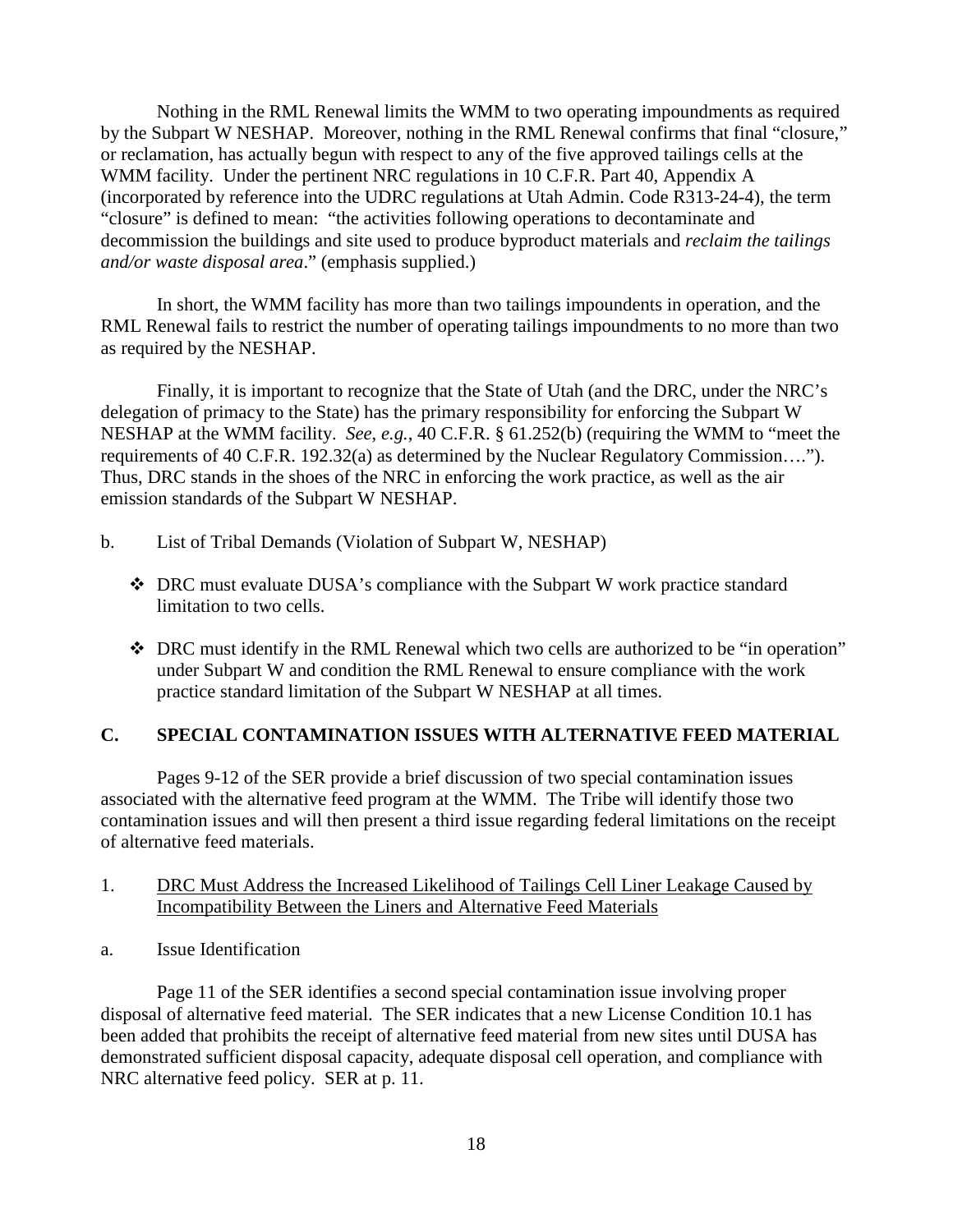Nothing in the RML Renewal limits the WMM to two operating impoundments as required by the Subpart W NESHAP. Moreover, nothing in the RML Renewal confirms that final "closure," or reclamation, has actually begun with respect to any of the five approved tailings cells at the WMM facility. Under the pertinent NRC regulations in 10 C.F.R. Part 40, Appendix A (incorporated by reference into the UDRC regulations at Utah Admin. Code R313-24-4), the term "closure" is defined to mean: "the activities following operations to decontaminate and decommission the buildings and site used to produce byproduct materials and *reclaim the tailings and/or waste disposal area*." (emphasis supplied.)

In short, the WMM facility has more than two tailings impoundents in operation, and the RML Renewal fails to restrict the number of operating tailings impoundments to no more than two as required by the NESHAP.

Finally, it is important to recognize that the State of Utah (and the DRC, under the NRC's delegation of primacy to the State) has the primary responsibility for enforcing the Subpart W NESHAP at the WMM facility. *See, e.g.*, 40 C.F.R. § 61.252(b) (requiring the WMM to "meet the requirements of 40 C.F.R. 192.32(a) as determined by the Nuclear Regulatory Commission…."). Thus, DRC stands in the shoes of the NRC in enforcing the work practice, as well as the air emission standards of the Subpart W NESHAP.

b. List of Tribal Demands (Violation of Subpart W, NESHAP)

- ❖ DRC must evaluate DUSA's compliance with the Subpart W work practice standard limitation to two cells.
- ❖ DRC must identify in the RML Renewal which two cells are authorized to be "in operation" under Subpart W and condition the RML Renewal to ensure compliance with the work practice standard limitation of the Subpart W NESHAP at all times.

## C. SPECIAL CONTAMINATION ISSUES WITH ALTERNATIVE FEED MATERIAL

Pages 9-12 of the SER provide a brief discussion of two special contamination issues associated with the alternative feed program at the WMM. The Tribe will identify those two contamination issues and will then present a third issue regarding federal limitations on the receipt of alternative feed materials.

1. <u>DRC Must Address the Increased Likelihood of Tailings Cell Liner Leakage Caused by Incompatibility Between the Liners and Alternative Feed Materials</u>

a. Issue Identification

Page 11 of the SER identifies a second special contamination issue involving proper disposal of alternative feed material. The SER indicates that a new License Condition 10.1 has been added that prohibits the receipt of alternative feed material from new sites until DUSA has demonstrated sufficient disposal capacity, adequate disposal cell operation, and compliance with NRC alternative feed policy. SER at p. 11.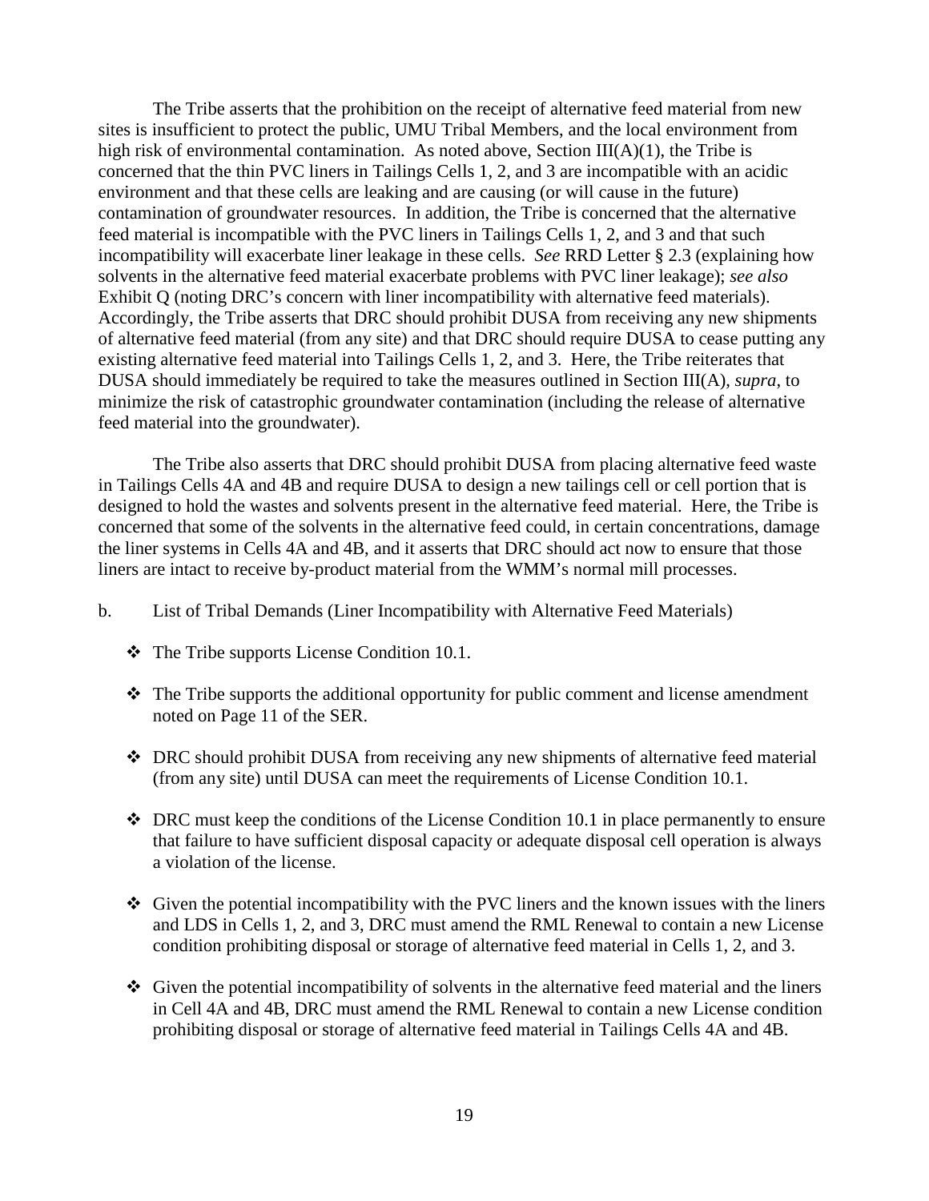The Tribe asserts that the prohibition on the receipt of alternative feed material from new sites is insufficient to protect the public, UMU Tribal Members, and the local environment from high risk of environmental contamination. As noted above, Section III(A)(1), the Tribe is concerned that the thin PVC liners in Tailings Cells 1, 2, and 3 are incompatible with an acidic environment and that these cells are leaking and are causing (or will cause in the future) contamination of groundwater resources. In addition, the Tribe is concerned that the alternative feed material is incompatible with the PVC liners in Tailings Cells 1, 2, and 3 and that such incompatibility will exacerbate liner leakage in these cells. *See* RRD Letter § 2.3 (explaining how solvents in the alternative feed material exacerbate problems with PVC liner leakage); *see also* Exhibit Q (noting DRC's concern with liner incompatibility with alternative feed materials). Accordingly, the Tribe asserts that DRC should prohibit DUSA from receiving any new shipments of alternative feed material (from any site) and that DRC should require DUSA to cease putting any existing alternative feed material into Tailings Cells 1, 2, and 3. Here, the Tribe reiterates that DUSA should immediately be required to take the measures outlined in Section III(A), *supra*, to minimize the risk of catastrophic groundwater contamination (including the release of alternative feed material into the groundwater).

The Tribe also asserts that DRC should prohibit DUSA from placing alternative feed waste in Tailings Cells 4A and 4B and require DUSA to design a new tailings cell or cell portion that is designed to hold the wastes and solvents present in the alternative feed material. Here, the Tribe is concerned that some of the solvents in the alternative feed could, in certain concentrations, damage the liner systems in Cells 4A and 4B, and it asserts that DRC should act now to ensure that those liners are intact to receive by-product material from the WMM's normal mill processes.

b. List of Tribal Demands (Liner Incompatibility with Alternative Feed Materials)

- The Tribe supports License Condition 10.1.
- The Tribe supports the additional opportunity for public comment and license amendment noted on Page 11 of the SER.
- DRC should prohibit DUSA from receiving any new shipments of alternative feed material (from any site) until DUSA can meet the requirements of License Condition 10.1.
- DRC must keep the conditions of the License Condition 10.1 in place permanently to ensure that failure to have sufficient disposal capacity or adequate disposal cell operation is always a violation of the license.
- Given the potential incompatibility with the PVC liners and the known issues with the liners and LDS in Cells 1, 2, and 3, DRC must amend the RML Renewal to contain a new License condition prohibiting disposal or storage of alternative feed material in Cells 1, 2, and 3.
- Given the potential incompatibility of solvents in the alternative feed material and the liners in Cell 4A and 4B, DRC must amend the RML Renewal to contain a new License condition prohibiting disposal or storage of alternative feed material in Tailings Cells 4A and 4B.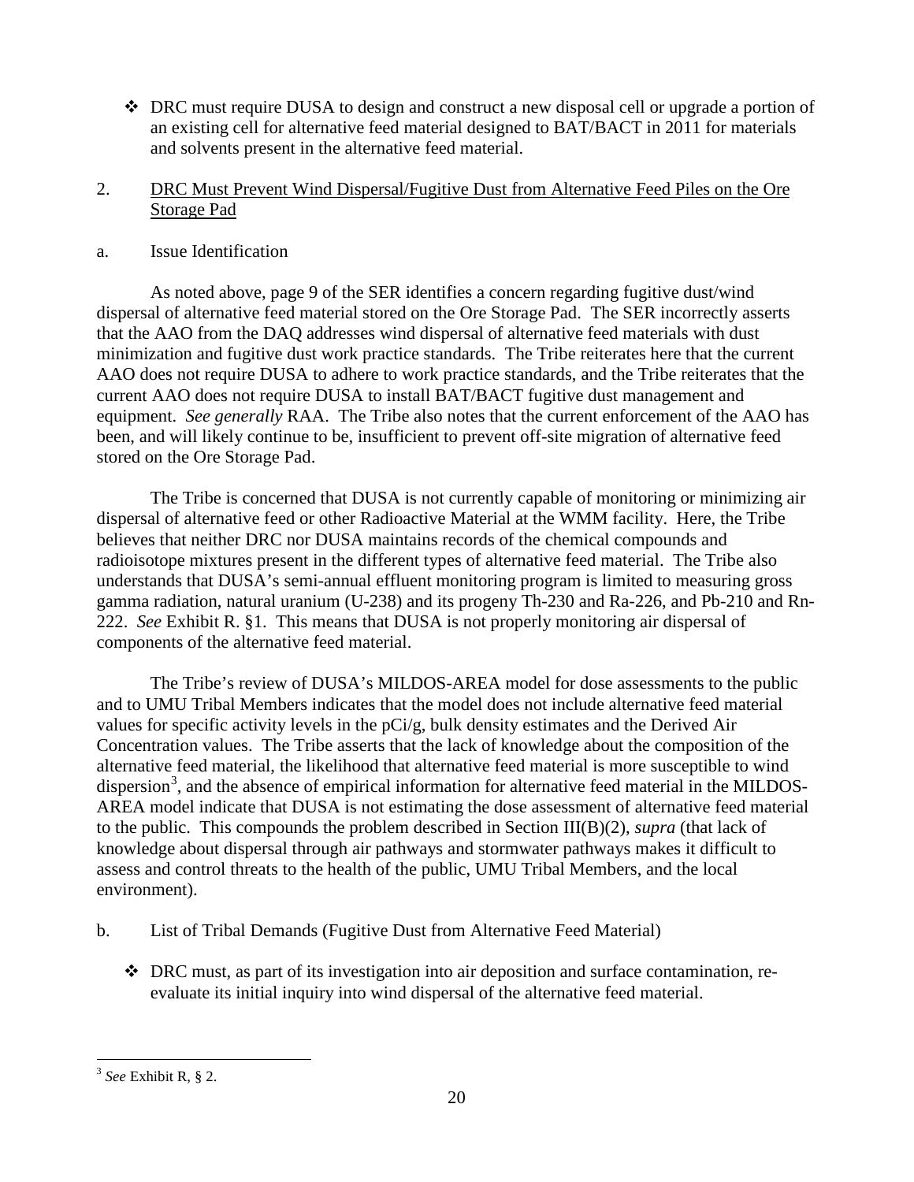- DRC must require DUSA to design and construct a new disposal cell or upgrade a portion of an existing cell for alternative feed material designed to BAT/BACT in 2011 for materials and solvents present in the alternative feed material.

2. <u>DRC Must Prevent Wind Dispersal/Fugitive Dust from Alternative Feed Piles on the Ore Storage Pad</u>

a. Issue Identification

As noted above, page 9 of the SER identifies a concern regarding fugitive dust/wind dispersal of alternative feed material stored on the Ore Storage Pad. The SER incorrectly asserts that the AAO from the DAQ addresses wind dispersal of alternative feed materials with dust minimization and fugitive dust work practice standards. The Tribe reiterates here that the current AAO does not require DUSA to adhere to work practice standards, and the Tribe reiterates that the current AAO does not require DUSA to install BAT/BACT fugitive dust management and equipment. *See generally* RAA. The Tribe also notes that the current enforcement of the AAO has been, and will likely continue to be, insufficient to prevent off-site migration of alternative feed stored on the Ore Storage Pad.

The Tribe is concerned that DUSA is not currently capable of monitoring or minimizing air dispersal of alternative feed or other Radioactive Material at the WMM facility. Here, the Tribe believes that neither DRC nor DUSA maintains records of the chemical compounds and radioisotope mixtures present in the different types of alternative feed material. The Tribe also understands that DUSA's semi-annual effluent monitoring program is limited to measuring gross gamma radiation, natural uranium (U-238) and its progeny Th-230 and Ra-226, and Pb-210 and Rn-222. *See* Exhibit R. §1. This means that DUSA is not properly monitoring air dispersal of components of the alternative feed material.

The Tribe's review of DUSA's MILDOS-AREA model for dose assessments to the public and to UMU Tribal Members indicates that the model does not include alternative feed material values for specific activity levels in the pCi/g, bulk density estimates and the Derived Air Concentration values. The Tribe asserts that the lack of knowledge about the composition of the alternative feed material, the likelihood that alternative feed material is more susceptible to wind dispersion[3], and the absence of empirical information for alternative feed material in the MILDOS-AREA model indicate that DUSA is not estimating the dose assessment of alternative feed material to the public. This compounds the problem described in Section III(B)(2), *supra* (that lack of knowledge about dispersal through air pathways and stormwater pathways makes it difficult to assess and control threats to the health of the public, UMU Tribal Members, and the local environment).

b. List of Tribal Demands (Fugitive Dust from Alternative Feed Material)

- DRC must, as part of its investigation into air deposition and surface contamination, re-evaluate its initial inquiry into wind dispersal of the alternative feed material.

[3] *See* Exhibit R, § 2.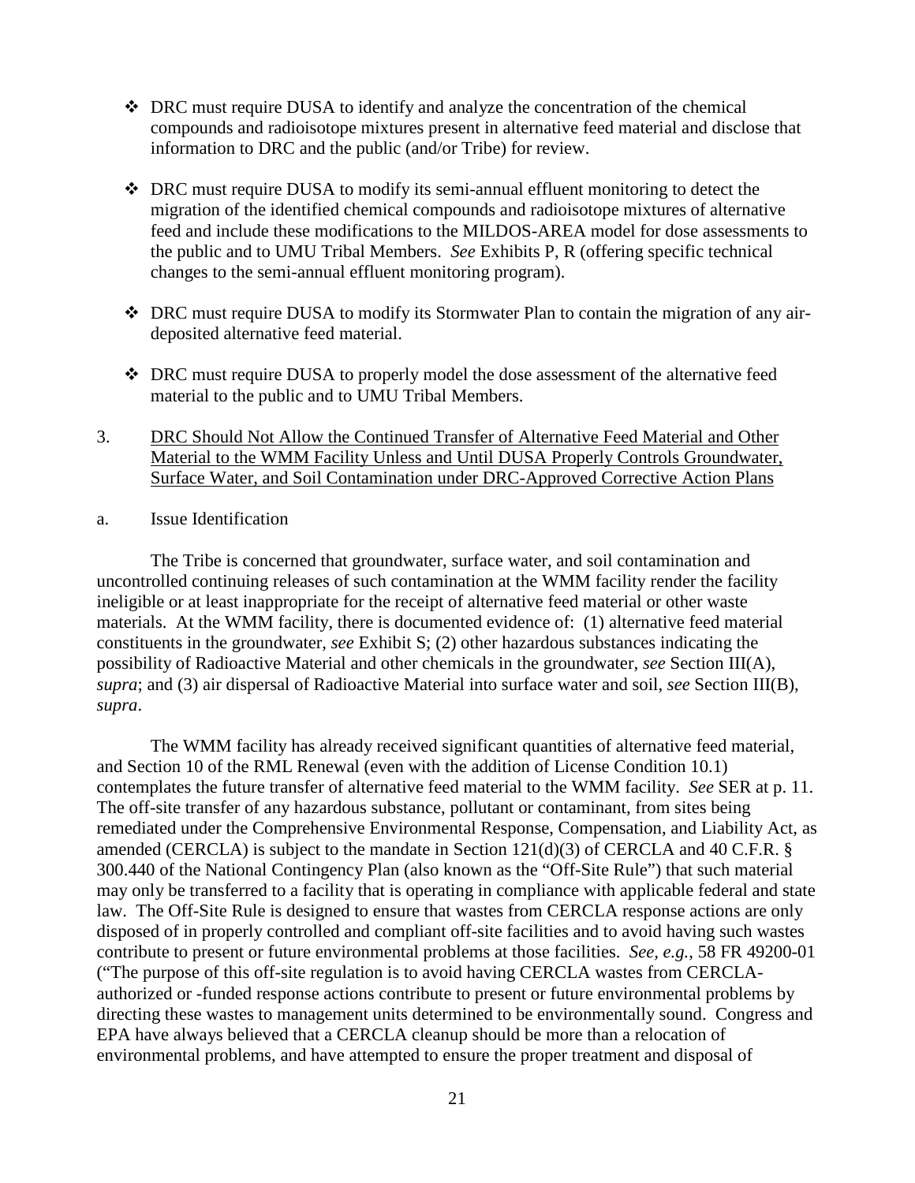- DRC must require DUSA to identify and analyze the concentration of the chemical compounds and radioisotope mixtures present in alternative feed material and disclose that information to DRC and the public (and/or Tribe) for review.

- DRC must require DUSA to modify its semi-annual effluent monitoring to detect the migration of the identified chemical compounds and radioisotope mixtures of alternative feed and include these modifications to the MILDOS-AREA model for dose assessments to the public and to UMU Tribal Members. *See* Exhibits P, R (offering specific technical changes to the semi-annual effluent monitoring program).

- DRC must require DUSA to modify its Stormwater Plan to contain the migration of any air-deposited alternative feed material.

- DRC must require DUSA to properly model the dose assessment of the alternative feed material to the public and to UMU Tribal Members.

3. <u>DRC Should Not Allow the Continued Transfer of Alternative Feed Material and Other Material to the WMM Facility Unless and Until DUSA Properly Controls Groundwater, Surface Water, and Soil Contamination under DRC-Approved Corrective Action Plans</u>

a. Issue Identification

The Tribe is concerned that groundwater, surface water, and soil contamination and uncontrolled continuing releases of such contamination at the WMM facility render the facility ineligible or at least inappropriate for the receipt of alternative feed material or other waste materials. At the WMM facility, there is documented evidence of: (1) alternative feed material constituents in the groundwater, *see* Exhibit S; (2) other hazardous substances indicating the possibility of Radioactive Material and other chemicals in the groundwater, *see* Section III(A), *supra*; and (3) air dispersal of Radioactive Material into surface water and soil, *see* Section III(B), *supra*.

The WMM facility has already received significant quantities of alternative feed material, and Section 10 of the RML Renewal (even with the addition of License Condition 10.1) contemplates the future transfer of alternative feed material to the WMM facility. *See* SER at p. 11. The off-site transfer of any hazardous substance, pollutant or contaminant, from sites being remediated under the Comprehensive Environmental Response, Compensation, and Liability Act, as amended (CERCLA) is subject to the mandate in Section 121(d)(3) of CERCLA and 40 C.F.R. § 300.440 of the National Contingency Plan (also known as the "Off-Site Rule") that such material may only be transferred to a facility that is operating in compliance with applicable federal and state law. The Off-Site Rule is designed to ensure that wastes from CERCLA response actions are only disposed of in properly controlled and compliant off-site facilities and to avoid having such wastes contribute to present or future environmental problems at those facilities. *See, e.g.*, 58 FR 49200-01 ("The purpose of this off-site regulation is to avoid having CERCLA wastes from CERCLA-authorized or -funded response actions contribute to present or future environmental problems by directing these wastes to management units determined to be environmentally sound. Congress and EPA have always believed that a CERCLA cleanup should be more than a relocation of environmental problems, and have attempted to ensure the proper treatment and disposal of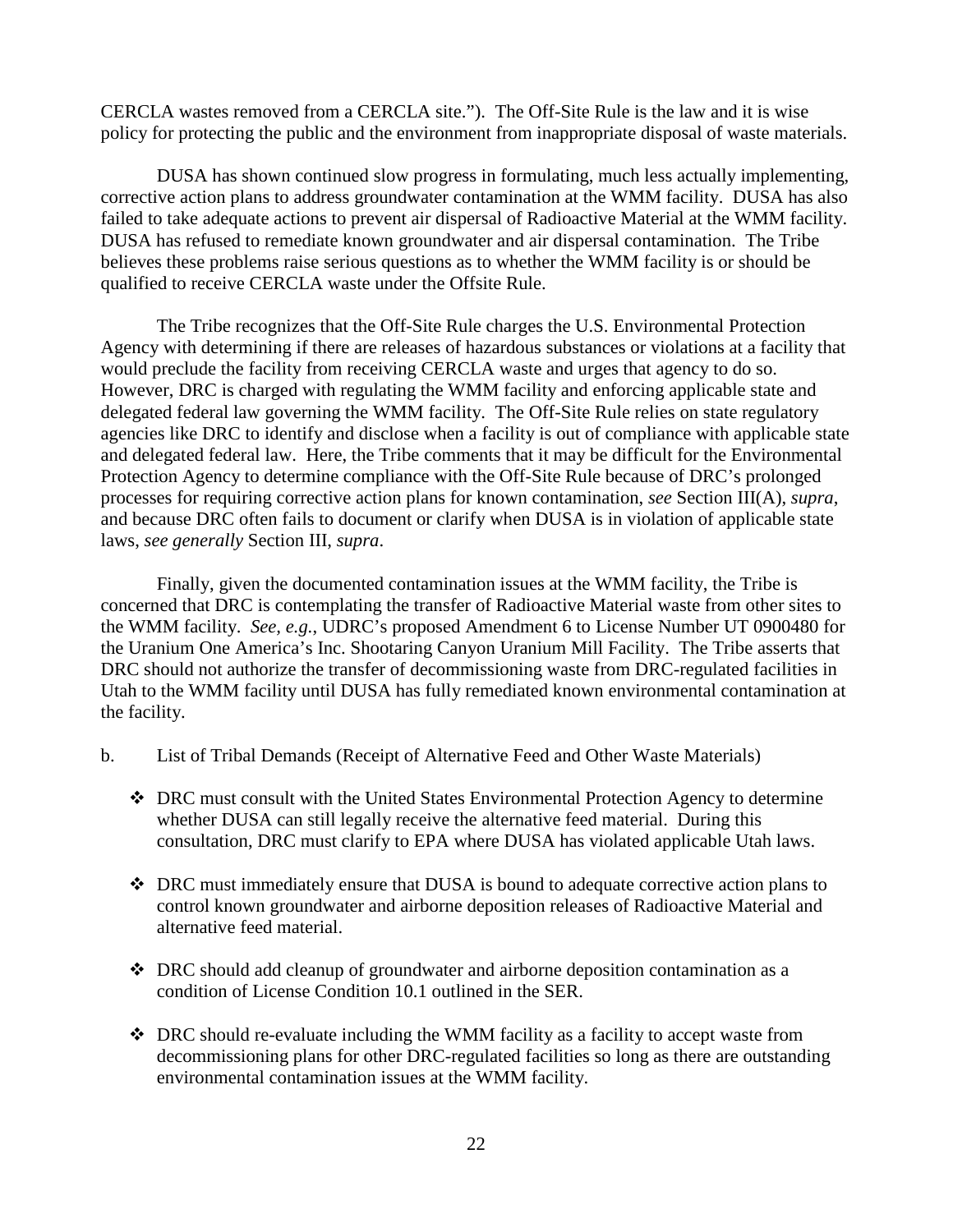CERCLA wastes removed from a CERCLA site."). The Off-Site Rule is the law and it is wise policy for protecting the public and the environment from inappropriate disposal of waste materials.

DUSA has shown continued slow progress in formulating, much less actually implementing, corrective action plans to address groundwater contamination at the WMM facility. DUSA has also failed to take adequate actions to prevent air dispersal of Radioactive Material at the WMM facility. DUSA has refused to remediate known groundwater and air dispersal contamination. The Tribe believes these problems raise serious questions as to whether the WMM facility is or should be qualified to receive CERCLA waste under the Offsite Rule.

The Tribe recognizes that the Off-Site Rule charges the U.S. Environmental Protection Agency with determining if there are releases of hazardous substances or violations at a facility that would preclude the facility from receiving CERCLA waste and urges that agency to do so. However, DRC is charged with regulating the WMM facility and enforcing applicable state and delegated federal law governing the WMM facility. The Off-Site Rule relies on state regulatory agencies like DRC to identify and disclose when a facility is out of compliance with applicable state and delegated federal law. Here, the Tribe comments that it may be difficult for the Environmental Protection Agency to determine compliance with the Off-Site Rule because of DRC's prolonged processes for requiring corrective action plans for known contamination, *see* Section III(A), *supra*, and because DRC often fails to document or clarify when DUSA is in violation of applicable state laws, *see generally* Section III, *supra*.

Finally, given the documented contamination issues at the WMM facility, the Tribe is concerned that DRC is contemplating the transfer of Radioactive Material waste from other sites to the WMM facility. *See, e.g.*, UDRC's proposed Amendment 6 to License Number UT 0900480 for the Uranium One America's Inc. Shootaring Canyon Uranium Mill Facility. The Tribe asserts that DRC should not authorize the transfer of decommissioning waste from DRC-regulated facilities in Utah to the WMM facility until DUSA has fully remediated known environmental contamination at the facility.

b. List of Tribal Demands (Receipt of Alternative Feed and Other Waste Materials)

- DRC must consult with the United States Environmental Protection Agency to determine whether DUSA can still legally receive the alternative feed material. During this consultation, DRC must clarify to EPA where DUSA has violated applicable Utah laws.
- DRC must immediately ensure that DUSA is bound to adequate corrective action plans to control known groundwater and airborne deposition releases of Radioactive Material and alternative feed material.
- DRC should add cleanup of groundwater and airborne deposition contamination as a condition of License Condition 10.1 outlined in the SER.
- DRC should re-evaluate including the WMM facility as a facility to accept waste from decommissioning plans for other DRC-regulated facilities so long as there are outstanding environmental contamination issues at the WMM facility.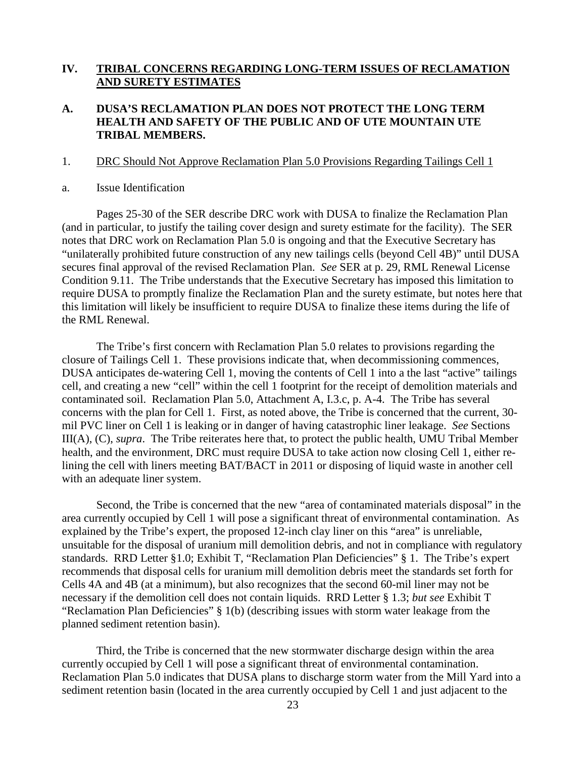## IV. <u>TRIBAL CONCERNS REGARDING LONG-TERM ISSUES OF RECLAMATION AND SURETY ESTIMATES</u>

### A. DUSA'S RECLAMATION PLAN DOES NOT PROTECT THE LONG TERM HEALTH AND SAFETY OF THE PUBLIC AND OF UTE MOUNTAIN UTE TRIBAL MEMBERS.

1. <u>DRC Should Not Approve Reclamation Plan 5.0 Provisions Regarding Tailings Cell 1</u>

a. Issue Identification

Pages 25-30 of the SER describe DRC work with DUSA to finalize the Reclamation Plan (and in particular, to justify the tailing cover design and surety estimate for the facility). The SER notes that DRC work on Reclamation Plan 5.0 is ongoing and that the Executive Secretary has "unilaterally prohibited future construction of any new tailings cells (beyond Cell 4B)" until DUSA secures final approval of the revised Reclamation Plan. *See* SER at p. 29, RML Renewal License Condition 9.11. The Tribe understands that the Executive Secretary has imposed this limitation to require DUSA to promptly finalize the Reclamation Plan and the surety estimate, but notes here that this limitation will likely be insufficient to require DUSA to finalize these items during the life of the RML Renewal.

The Tribe's first concern with Reclamation Plan 5.0 relates to provisions regarding the closure of Tailings Cell 1. These provisions indicate that, when decommissioning commences, DUSA anticipates de-watering Cell 1, moving the contents of Cell 1 into a the last "active" tailings cell, and creating a new "cell" within the cell 1 footprint for the receipt of demolition materials and contaminated soil. Reclamation Plan 5.0, Attachment A, I.3.c, p. A-4. The Tribe has several concerns with the plan for Cell 1. First, as noted above, the Tribe is concerned that the current, 30-mil PVC liner on Cell 1 is leaking or in danger of having catastrophic liner leakage. *See* Sections III(A), (C), *supra*. The Tribe reiterates here that, to protect the public health, UMU Tribal Member health, and the environment, DRC must require DUSA to take action now closing Cell 1, either re-lining the cell with liners meeting BAT/BACT in 2011 or disposing of liquid waste in another cell with an adequate liner system.

Second, the Tribe is concerned that the new "area of contaminated materials disposal" in the area currently occupied by Cell 1 will pose a significant threat of environmental contamination. As explained by the Tribe's expert, the proposed 12-inch clay liner on this "area" is unreliable, unsuitable for the disposal of uranium mill demolition debris, and not in compliance with regulatory standards. RRD Letter §1.0; Exhibit T, "Reclamation Plan Deficiencies" § 1. The Tribe's expert recommends that disposal cells for uranium mill demolition debris meet the standards set forth for Cells 4A and 4B (at a minimum), but also recognizes that the second 60-mil liner may not be necessary if the demolition cell does not contain liquids. RRD Letter § 1.3; *but see* Exhibit T "Reclamation Plan Deficiencies" § 1(b) (describing issues with storm water leakage from the planned sediment retention basin).

Third, the Tribe is concerned that the new stormwater discharge design within the area currently occupied by Cell 1 will pose a significant threat of environmental contamination. Reclamation Plan 5.0 indicates that DUSA plans to discharge storm water from the Mill Yard into a sediment retention basin (located in the area currently occupied by Cell 1 and just adjacent to the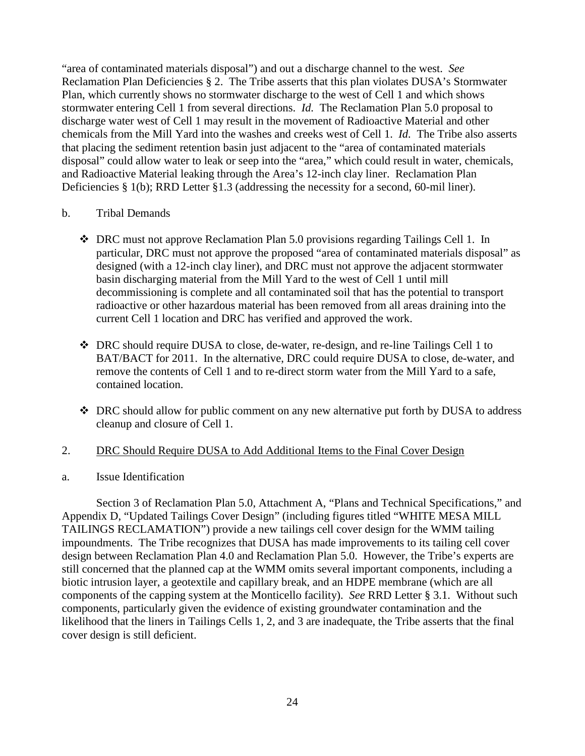"area of contaminated materials disposal") and out a discharge channel to the west. *See* Reclamation Plan Deficiencies § 2. The Tribe asserts that this plan violates DUSA's Stormwater Plan, which currently shows no stormwater discharge to the west of Cell 1 and which shows stormwater entering Cell 1 from several directions. *Id.* The Reclamation Plan 5.0 proposal to discharge water west of Cell 1 may result in the movement of Radioactive Material and other chemicals from the Mill Yard into the washes and creeks west of Cell 1. *Id.* The Tribe also asserts that placing the sediment retention basin just adjacent to the "area of contaminated materials disposal" could allow water to leak or seep into the "area," which could result in water, chemicals, and Radioactive Material leaking through the Area's 12-inch clay liner. Reclamation Plan Deficiencies § 1(b); RRD Letter §1.3 (addressing the necessity for a second, 60-mil liner).

b. Tribal Demands

- ❖ DRC must not approve Reclamation Plan 5.0 provisions regarding Tailings Cell 1. In particular, DRC must not approve the proposed "area of contaminated materials disposal" as designed (with a 12-inch clay liner), and DRC must not approve the adjacent stormwater basin discharging material from the Mill Yard to the west of Cell 1 until mill decommissioning is complete and all contaminated soil that has the potential to transport radioactive or other hazardous material has been removed from all areas draining into the current Cell 1 location and DRC has verified and approved the work.

- ❖ DRC should require DUSA to close, de-water, re-design, and re-line Tailings Cell 1 to BAT/BACT for 2011. In the alternative, DRC could require DUSA to close, de-water, and remove the contents of Cell 1 and to re-direct storm water from the Mill Yard to a safe, contained location.

- ❖ DRC should allow for public comment on any new alternative put forth by DUSA to address cleanup and closure of Cell 1.

2. <u>DRC Should Require DUSA to Add Additional Items to the Final Cover Design</u>

a. Issue Identification

Section 3 of Reclamation Plan 5.0, Attachment A, "Plans and Technical Specifications," and Appendix D, "Updated Tailings Cover Design" (including figures titled "WHITE MESA MILL TAILINGS RECLAMATION") provide a new tailings cell cover design for the WMM tailing impoundments. The Tribe recognizes that DUSA has made improvements to its tailing cell cover design between Reclamation Plan 4.0 and Reclamation Plan 5.0. However, the Tribe's experts are still concerned that the planned cap at the WMM omits several important components, including a biotic intrusion layer, a geotextile and capillary break, and an HDPE membrane (which are all components of the capping system at the Monticello facility). *See* RRD Letter § 3.1. Without such components, particularly given the evidence of existing groundwater contamination and the likelihood that the liners in Tailings Cells 1, 2, and 3 are inadequate, the Tribe asserts that the final cover design is still deficient.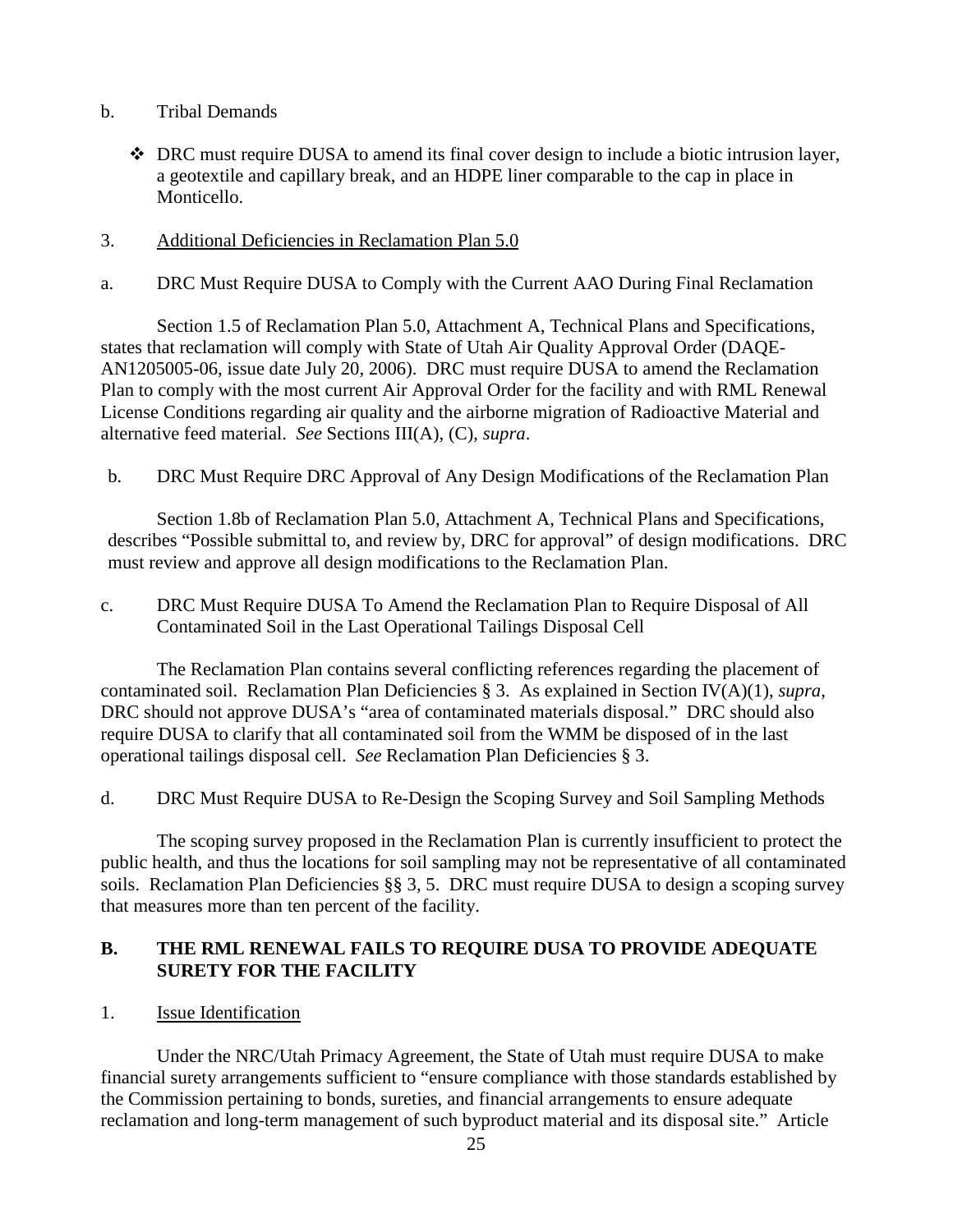b. Tribal Demands

- DRC must require DUSA to amend its final cover design to include a biotic intrusion layer, a geotextile and capillary break, and an HDPE liner comparable to the cap in place in Monticello.

3. <u>Additional Deficiencies in Reclamation Plan 5.0</u>

a. DRC Must Require DUSA to Comply with the Current AAO During Final Reclamation

Section 1.5 of Reclamation Plan 5.0, Attachment A, Technical Plans and Specifications, states that reclamation will comply with State of Utah Air Quality Approval Order (DAQE-AN1205005-06, issue date July 20, 2006). DRC must require DUSA to amend the Reclamation Plan to comply with the most current Air Approval Order for the facility and with RML Renewal License Conditions regarding air quality and the airborne migration of Radioactive Material and alternative feed material. *See* Sections III(A), (C), *supra*.

b. DRC Must Require DRC Approval of Any Design Modifications of the Reclamation Plan

Section 1.8b of Reclamation Plan 5.0, Attachment A, Technical Plans and Specifications, describes "Possible submittal to, and review by, DRC for approval" of design modifications. DRC must review and approve all design modifications to the Reclamation Plan.

c. DRC Must Require DUSA To Amend the Reclamation Plan to Require Disposal of All Contaminated Soil in the Last Operational Tailings Disposal Cell

The Reclamation Plan contains several conflicting references regarding the placement of contaminated soil. Reclamation Plan Deficiencies § 3. As explained in Section IV(A)(1), *supra*, DRC should not approve DUSA's "area of contaminated materials disposal." DRC should also require DUSA to clarify that all contaminated soil from the WMM be disposed of in the last operational tailings disposal cell. *See* Reclamation Plan Deficiencies § 3.

d. DRC Must Require DUSA to Re-Design the Scoping Survey and Soil Sampling Methods

The scoping survey proposed in the Reclamation Plan is currently insufficient to protect the public health, and thus the locations for soil sampling may not be representative of all contaminated soils. Reclamation Plan Deficiencies §§ 3, 5. DRC must require DUSA to design a scoping survey that measures more than ten percent of the facility.

### B. THE RML RENEWAL FAILS TO REQUIRE DUSA TO PROVIDE ADEQUATE SURETY FOR THE FACILITY

1. <u>Issue Identification</u>

Under the NRC/Utah Primacy Agreement, the State of Utah must require DUSA to make financial surety arrangements sufficient to "ensure compliance with those standards established by the Commission pertaining to bonds, sureties, and financial arrangements to ensure adequate reclamation and long-term management of such byproduct material and its disposal site." Article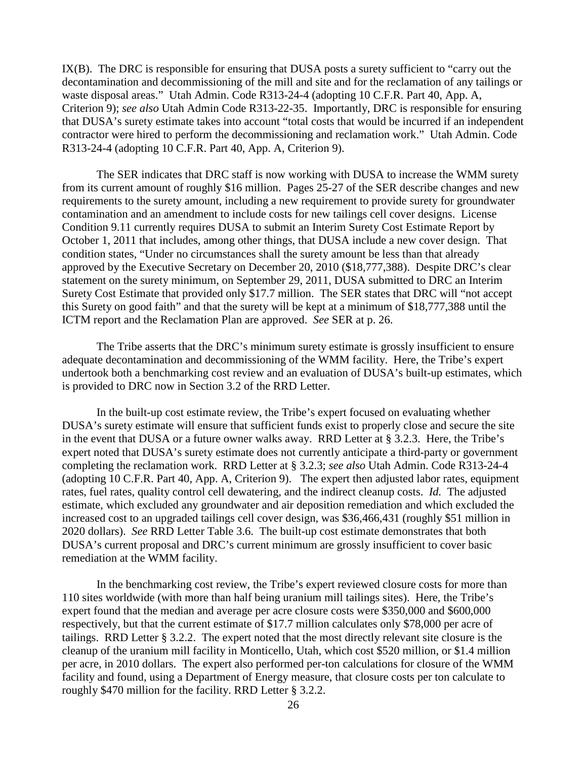IX(B). The DRC is responsible for ensuring that DUSA posts a surety sufficient to "carry out the decontamination and decommissioning of the mill and site and for the reclamation of any tailings or waste disposal areas." Utah Admin. Code R313-24-4 (adopting 10 C.F.R. Part 40, App. A, Criterion 9); *see also* Utah Admin Code R313-22-35. Importantly, DRC is responsible for ensuring that DUSA's surety estimate takes into account "total costs that would be incurred if an independent contractor were hired to perform the decommissioning and reclamation work." Utah Admin. Code R313-24-4 (adopting 10 C.F.R. Part 40, App. A, Criterion 9).

The SER indicates that DRC staff is now working with DUSA to increase the WMM surety from its current amount of roughly $16 million. Pages 25-27 of the SER describe changes and new requirements to the surety amount, including a new requirement to provide surety for groundwater contamination and an amendment to include costs for new tailings cell cover designs. License Condition 9.11 currently requires DUSA to submit an Interim Surety Cost Estimate Report by October 1, 2011 that includes, among other things, that DUSA include a new cover design. That condition states, "Under no circumstances shall the surety amount be less than that already approved by the Executive Secretary on December 20, 2010 ($18,777,388). Despite DRC's clear statement on the surety minimum, on September 29, 2011, DUSA submitted to DRC an Interim Surety Cost Estimate that provided only $17.7 million. The SER states that DRC will "not accept this Surety on good faith" and that the surety will be kept at a minimum of $18,777,388 until the ICTM report and the Reclamation Plan are approved. *See* SER at p. 26.

The Tribe asserts that the DRC's minimum surety estimate is grossly insufficient to ensure adequate decontamination and decommissioning of the WMM facility. Here, the Tribe's expert undertook both a benchmarking cost review and an evaluation of DUSA's built-up estimates, which is provided to DRC now in Section 3.2 of the RRD Letter.

In the built-up cost estimate review, the Tribe's expert focused on evaluating whether DUSA's surety estimate will ensure that sufficient funds exist to properly close and secure the site in the event that DUSA or a future owner walks away. RRD Letter at § 3.2.3. Here, the Tribe's expert noted that DUSA's surety estimate does not currently anticipate a third-party or government completing the reclamation work. RRD Letter at § 3.2.3; *see also* Utah Admin. Code R313-24-4 (adopting 10 C.F.R. Part 40, App. A, Criterion 9). The expert then adjusted labor rates, equipment rates, fuel rates, quality control cell dewatering, and the indirect cleanup costs. *Id.* The adjusted estimate, which excluded any groundwater and air deposition remediation and which excluded the increased cost to an upgraded tailings cell cover design, was $36,466,431 (roughly $51 million in 2020 dollars). *See* RRD Letter Table 3.6. The built-up cost estimate demonstrates that both DUSA's current proposal and DRC's current minimum are grossly insufficient to cover basic remediation at the WMM facility.

In the benchmarking cost review, the Tribe's expert reviewed closure costs for more than 110 sites worldwide (with more than half being uranium mill tailings sites). Here, the Tribe's expert found that the median and average per acre closure costs were $350,000 and $600,000 respectively, but that the current estimate of $17.7 million calculates only $78,000 per acre of tailings. RRD Letter § 3.2.2. The expert noted that the most directly relevant site closure is the cleanup of the uranium mill facility in Monticello, Utah, which cost $520 million, or $1.4 million per acre, in 2010 dollars. The expert also performed per-ton calculations for closure of the WMM facility and found, using a Department of Energy measure, that closure costs per ton calculate to roughly $470 million for the facility. RRD Letter § 3.2.2.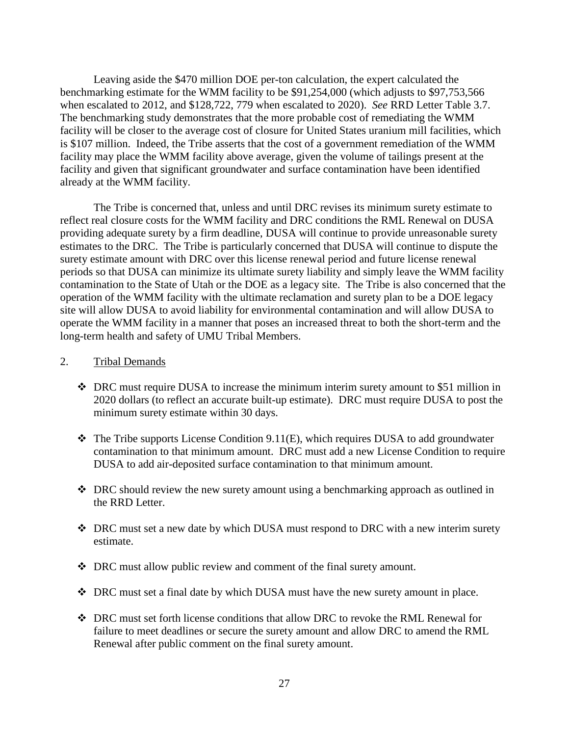Leaving aside the $470 million DOE per-ton calculation, the expert calculated the benchmarking estimate for the WMM facility to be $91,254,000 (which adjusts to $97,753,566 when escalated to 2012, and $128,722, 779 when escalated to 2020). *See* RRD Letter Table 3.7. The benchmarking study demonstrates that the more probable cost of remediating the WMM facility will be closer to the average cost of closure for United States uranium mill facilities, which is $107 million. Indeed, the Tribe asserts that the cost of a government remediation of the WMM facility may place the WMM facility above average, given the volume of tailings present at the facility and given that significant groundwater and surface contamination have been identified already at the WMM facility.

The Tribe is concerned that, unless and until DRC revises its minimum surety estimate to reflect real closure costs for the WMM facility and DRC conditions the RML Renewal on DUSA providing adequate surety by a firm deadline, DUSA will continue to provide unreasonable surety estimates to the DRC. The Tribe is particularly concerned that DUSA will continue to dispute the surety estimate amount with DRC over this license renewal period and future license renewal periods so that DUSA can minimize its ultimate surety liability and simply leave the WMM facility contamination to the State of Utah or the DOE as a legacy site. The Tribe is also concerned that the operation of the WMM facility with the ultimate reclamation and surety plan to be a DOE legacy site will allow DUSA to avoid liability for environmental contamination and will allow DUSA to operate the WMM facility in a manner that poses an increased threat to both the short-term and the long-term health and safety of UMU Tribal Members.

2. <u>Tribal Demands</u>

- DRC must require DUSA to increase the minimum interim surety amount to $51 million in 2020 dollars (to reflect an accurate built-up estimate). DRC must require DUSA to post the minimum surety estimate within 30 days.
- The Tribe supports License Condition 9.11(E), which requires DUSA to add groundwater contamination to that minimum amount. DRC must add a new License Condition to require DUSA to add air-deposited surface contamination to that minimum amount.
- DRC should review the new surety amount using a benchmarking approach as outlined in the RRD Letter.
- DRC must set a new date by which DUSA must respond to DRC with a new interim surety estimate.
- DRC must allow public review and comment of the final surety amount.
- DRC must set a final date by which DUSA must have the new surety amount in place.
- DRC must set forth license conditions that allow DRC to revoke the RML Renewal for failure to meet deadlines or secure the surety amount and allow DRC to amend the RML Renewal after public comment on the final surety amount.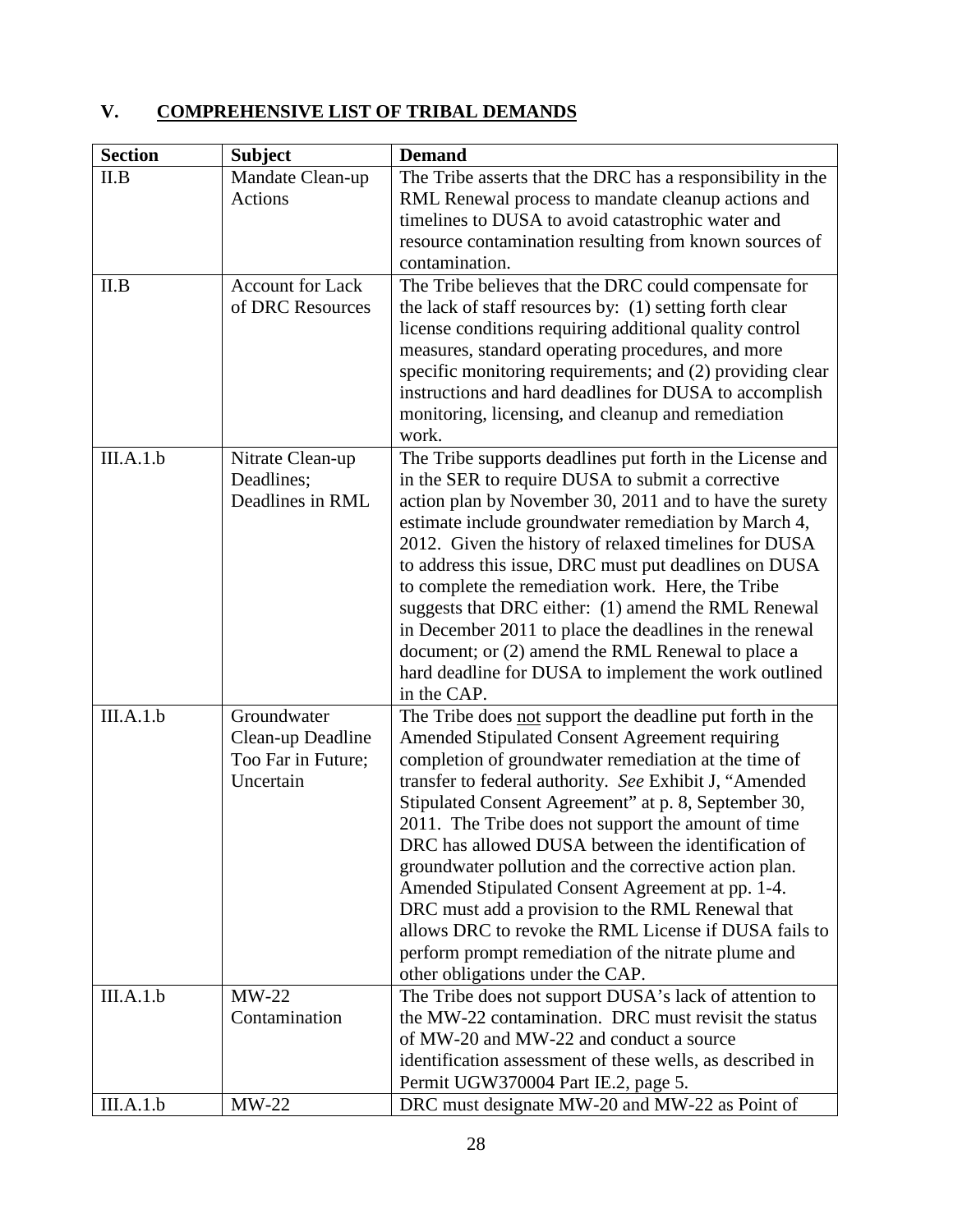## V. COMPREHENSIVE LIST OF TRIBAL DEMANDS

| Section | Subject | Demand |
|---|---|---|
| II.B | Mandate Clean-up Actions | The Tribe asserts that the DRC has a responsibility in the RML Renewal process to mandate cleanup actions and timelines to DUSA to avoid catastrophic water and resource contamination resulting from known sources of contamination. |
| II.B | Account for Lack of DRC Resources | The Tribe believes that the DRC could compensate for the lack of staff resources by: (1) setting forth clear license conditions requiring additional quality control measures, standard operating procedures, and more specific monitoring requirements; and (2) providing clear instructions and hard deadlines for DUSA to accomplish monitoring, licensing, and cleanup and remediation work. |
| III.A.1.b | Nitrate Clean-up Deadlines; Deadlines in RML | The Tribe supports deadlines put forth in the License and in the SER to require DUSA to submit a corrective action plan by November 30, 2011 and to have the surety estimate include groundwater remediation by March 4, 2012. Given the history of relaxed timelines for DUSA to address this issue, DRC must put deadlines on DUSA to complete the remediation work. Here, the Tribe suggests that DRC either: (1) amend the RML Renewal in December 2011 to place the deadlines in the renewal document; or (2) amend the RML Renewal to place a hard deadline for DUSA to implement the work outlined in the CAP. |
| III.A.1.b | Groundwater Clean-up Deadline Too Far in Future; Uncertain | The Tribe does <u>not</u> support the deadline put forth in the Amended Stipulated Consent Agreement requiring completion of groundwater remediation at the time of transfer to federal authority. *See* Exhibit J, "Amended Stipulated Consent Agreement" at p. 8, September 30, 2011. The Tribe does not support the amount of time DRC has allowed DUSA between the identification of groundwater pollution and the corrective action plan. Amended Stipulated Consent Agreement at pp. 1-4. DRC must add a provision to the RML Renewal that allows DRC to revoke the RML License if DUSA fails to perform prompt remediation of the nitrate plume and other obligations under the CAP. |
| III.A.1.b | MW-22 Contamination | The Tribe does not support DUSA's lack of attention to the MW-22 contamination. DRC must revisit the status of MW-20 and MW-22 and conduct a source identification assessment of these wells, as described in Permit UGW370004 Part IE.2, page 5. |
| III.A.1.b | MW-22 | DRC must designate MW-20 and MW-22 as Point of |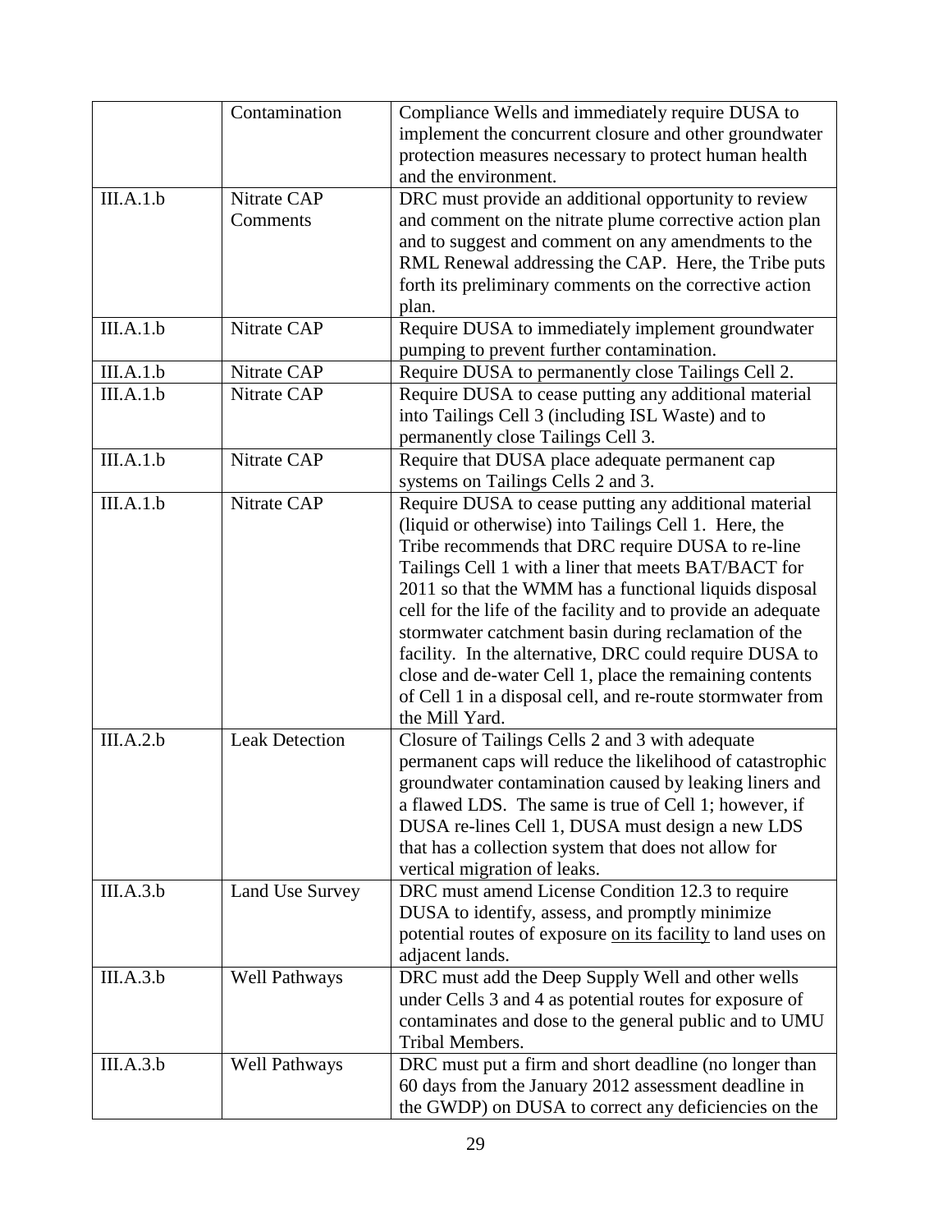| | | |
|---|---|---|
| | Contamination | Compliance Wells and immediately require DUSA to implement the concurrent closure and other groundwater protection measures necessary to protect human health and the environment. |
| III.A.1.b | Nitrate CAP Comments | DRC must provide an additional opportunity to review and comment on the nitrate plume corrective action plan and to suggest and comment on any amendments to the RML Renewal addressing the CAP. Here, the Tribe puts forth its preliminary comments on the corrective action plan. |
| III.A.1.b | Nitrate CAP | Require DUSA to immediately implement groundwater pumping to prevent further contamination. |
| III.A.1.b | Nitrate CAP | Require DUSA to permanently close Tailings Cell 2. |
| III.A.1.b | Nitrate CAP | Require DUSA to cease putting any additional material into Tailings Cell 3 (including ISL Waste) and to permanently close Tailings Cell 3. |
| III.A.1.b | Nitrate CAP | Require that DUSA place adequate permanent cap systems on Tailings Cells 2 and 3. |
| III.A.1.b | Nitrate CAP | Require DUSA to cease putting any additional material (liquid or otherwise) into Tailings Cell 1. Here, the Tribe recommends that DRC require DUSA to re-line Tailings Cell 1 with a liner that meets BAT/BACT for 2011 so that the WMM has a functional liquids disposal cell for the life of the facility and to provide an adequate stormwater catchment basin during reclamation of the facility. In the alternative, DRC could require DUSA to close and de-water Cell 1, place the remaining contents of Cell 1 in a disposal cell, and re-route stormwater from the Mill Yard. |
| III.A.2.b | Leak Detection | Closure of Tailings Cells 2 and 3 with adequate permanent caps will reduce the likelihood of catastrophic groundwater contamination caused by leaking liners and a flawed LDS. The same is true of Cell 1; however, if DUSA re-lines Cell 1, DUSA must design a new LDS that has a collection system that does not allow for vertical migration of leaks. |
| III.A.3.b | Land Use Survey | DRC must amend License Condition 12.3 to require DUSA to identify, assess, and promptly minimize potential routes of exposure <u>on its facility</u> to land uses on adjacent lands. |
| III.A.3.b | Well Pathways | DRC must add the Deep Supply Well and other wells under Cells 3 and 4 as potential routes for exposure of contaminates and dose to the general public and to UMU Tribal Members. |
| III.A.3.b | Well Pathways | DRC must put a firm and short deadline (no longer than 60 days from the January 2012 assessment deadline in the GWDP) on DUSA to correct any deficiencies on the |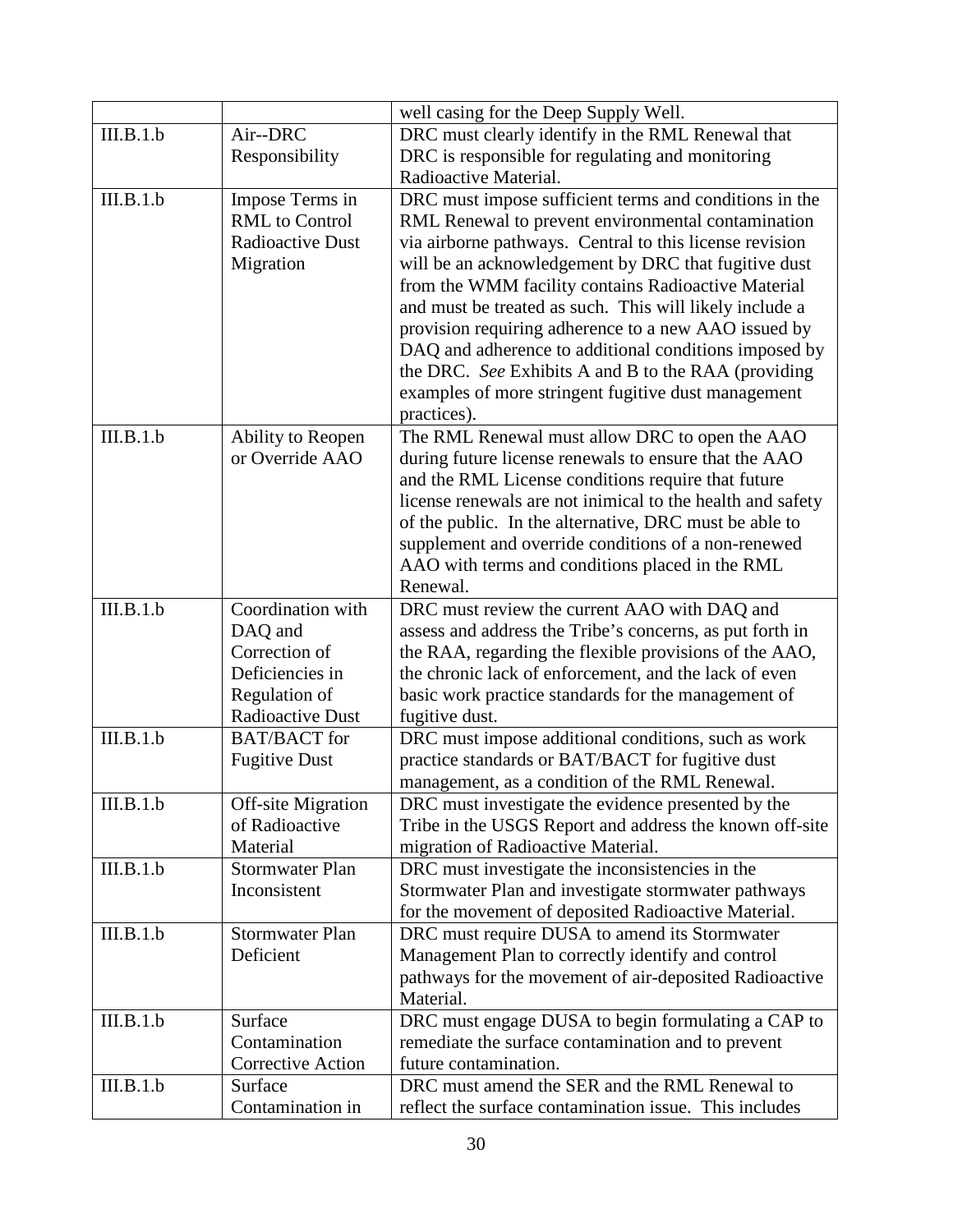| | | |
|---|---|---|
| | | well casing for the Deep Supply Well. |
| III.B.1.b | Air--DRC Responsibility | DRC must clearly identify in the RML Renewal that DRC is responsible for regulating and monitoring Radioactive Material. |
| III.B.1.b | Impose Terms in RML to Control Radioactive Dust Migration | DRC must impose sufficient terms and conditions in the RML Renewal to prevent environmental contamination via airborne pathways. Central to this license revision will be an acknowledgement by DRC that fugitive dust from the WMM facility contains Radioactive Material and must be treated as such. This will likely include a provision requiring adherence to a new AAO issued by DAQ and adherence to additional conditions imposed by the DRC. *See* Exhibits A and B to the RAA (providing examples of more stringent fugitive dust management practices). |
| III.B.1.b | Ability to Reopen or Override AAO | The RML Renewal must allow DRC to open the AAO during future license renewals to ensure that the AAO and the RML License conditions require that future license renewals are not inimical to the health and safety of the public. In the alternative, DRC must be able to supplement and override conditions of a non-renewed AAO with terms and conditions placed in the RML Renewal. |
| III.B.1.b | Coordination with DAQ and Correction of Deficiencies in Regulation of Radioactive Dust | DRC must review the current AAO with DAQ and assess and address the Tribe's concerns, as put forth in the RAA, regarding the flexible provisions of the AAO, the chronic lack of enforcement, and the lack of even basic work practice standards for the management of fugitive dust. |
| III.B.1.b | BAT/BACT for Fugitive Dust | DRC must impose additional conditions, such as work practice standards or BAT/BACT for fugitive dust management, as a condition of the RML Renewal. |
| III.B.1.b | Off-site Migration of Radioactive Material | DRC must investigate the evidence presented by the Tribe in the USGS Report and address the known off-site migration of Radioactive Material. |
| III.B.1.b | Stormwater Plan Inconsistent | DRC must investigate the inconsistencies in the Stormwater Plan and investigate stormwater pathways for the movement of deposited Radioactive Material. |
| III.B.1.b | Stormwater Plan Deficient | DRC must require DUSA to amend its Stormwater Management Plan to correctly identify and control pathways for the movement of air-deposited Radioactive Material. |
| III.B.1.b | Surface Contamination Corrective Action | DRC must engage DUSA to begin formulating a CAP to remediate the surface contamination and to prevent future contamination. |
| III.B.1.b | Surface Contamination in | DRC must amend the SER and the RML Renewal to reflect the surface contamination issue. This includes |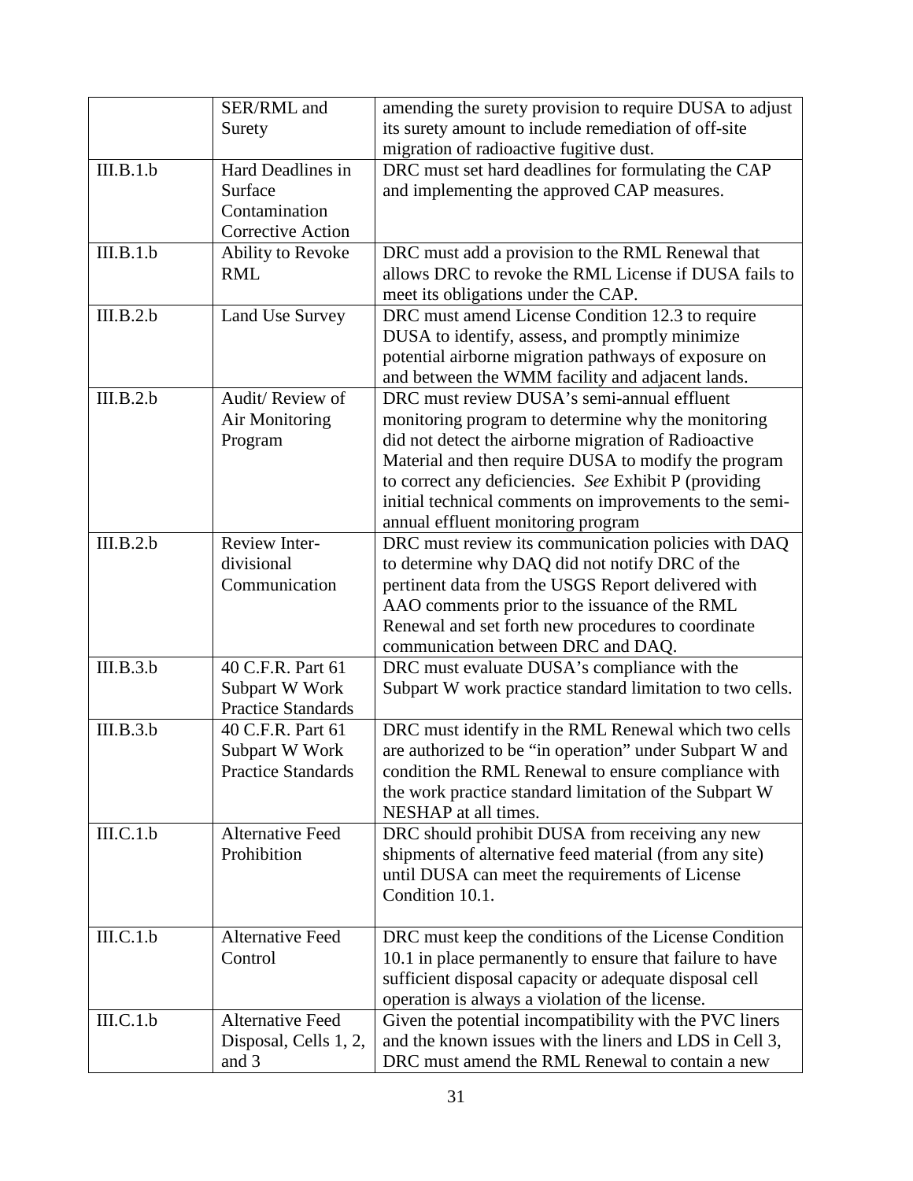| | | |
|---|---|---|
| | SER/RML and Surety | amending the surety provision to require DUSA to adjust its surety amount to include remediation of off-site migration of radioactive fugitive dust. |
| III.B.1.b | Hard Deadlines in Surface Contamination Corrective Action | DRC must set hard deadlines for formulating the CAP and implementing the approved CAP measures. |
| III.B.1.b | Ability to Revoke RML | DRC must add a provision to the RML Renewal that allows DRC to revoke the RML License if DUSA fails to meet its obligations under the CAP. |
| III.B.2.b | Land Use Survey | DRC must amend License Condition 12.3 to require DUSA to identify, assess, and promptly minimize potential airborne migration pathways of exposure on and between the WMM facility and adjacent lands. |
| III.B.2.b | Audit/ Review of Air Monitoring Program | DRC must review DUSA's semi-annual effluent monitoring program to determine why the monitoring did not detect the airborne migration of Radioactive Material and then require DUSA to modify the program to correct any deficiencies. *See* Exhibit P (providing initial technical comments on improvements to the semi-annual effluent monitoring program |
| III.B.2.b | Review Inter-divisional Communication | DRC must review its communication policies with DAQ to determine why DAQ did not notify DRC of the pertinent data from the USGS Report delivered with AAO comments prior to the issuance of the RML Renewal and set forth new procedures to coordinate communication between DRC and DAQ. |
| III.B.3.b | 40 C.F.R. Part 61 Subpart W Work Practice Standards | DRC must evaluate DUSA's compliance with the Subpart W work practice standard limitation to two cells. |
| III.B.3.b | 40 C.F.R. Part 61 Subpart W Work Practice Standards | DRC must identify in the RML Renewal which two cells are authorized to be "in operation" under Subpart W and condition the RML Renewal to ensure compliance with the work practice standard limitation of the Subpart W NESHAP at all times. |
| III.C.1.b | Alternative Feed Prohibition | DRC should prohibit DUSA from receiving any new shipments of alternative feed material (from any site) until DUSA can meet the requirements of License Condition 10.1. |
| III.C.1.b | Alternative Feed Control | DRC must keep the conditions of the License Condition 10.1 in place permanently to ensure that failure to have sufficient disposal capacity or adequate disposal cell operation is always a violation of the license. |
| III.C.1.b | Alternative Feed Disposal, Cells 1, 2, and 3 | Given the potential incompatibility with the PVC liners and the known issues with the liners and LDS in Cell 3, DRC must amend the RML Renewal to contain a new |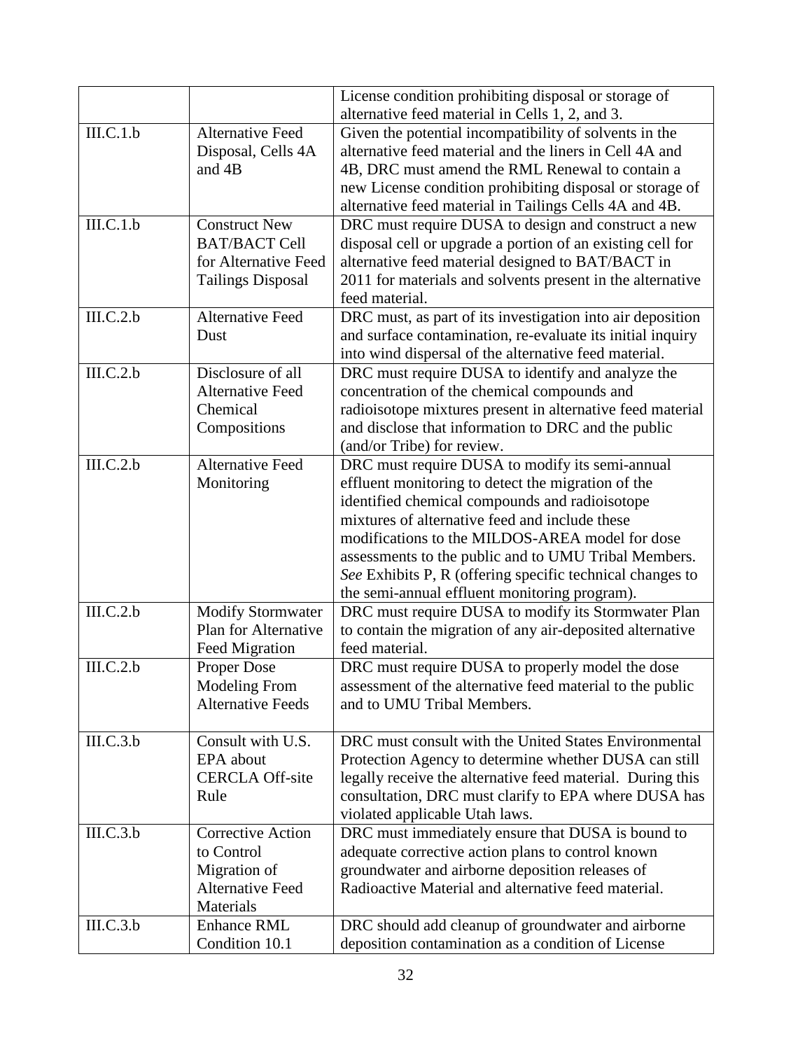| | | |
|---|---|---|
| | | License condition prohibiting disposal or storage of alternative feed material in Cells 1, 2, and 3. |
| III.C.1.b | Alternative Feed Disposal, Cells 4A and 4B | Given the potential incompatibility of solvents in the alternative feed material and the liners in Cell 4A and 4B, DRC must amend the RML Renewal to contain a new License condition prohibiting disposal or storage of alternative feed material in Tailings Cells 4A and 4B. |
| III.C.1.b | Construct New BAT/BACT Cell for Alternative Feed Tailings Disposal | DRC must require DUSA to design and construct a new disposal cell or upgrade a portion of an existing cell for alternative feed material designed to BAT/BACT in 2011 for materials and solvents present in the alternative feed material. |
| III.C.2.b | Alternative Feed Dust | DRC must, as part of its investigation into air deposition and surface contamination, re-evaluate its initial inquiry into wind dispersal of the alternative feed material. |
| III.C.2.b | Disclosure of all Alternative Feed Chemical Compositions | DRC must require DUSA to identify and analyze the concentration of the chemical compounds and radioisotope mixtures present in alternative feed material and disclose that information to DRC and the public (and/or Tribe) for review. |
| III.C.2.b | Alternative Feed Monitoring | DRC must require DUSA to modify its semi-annual effluent monitoring to detect the migration of the identified chemical compounds and radioisotope mixtures of alternative feed and include these modifications to the MILDOS-AREA model for dose assessments to the public and to UMU Tribal Members. *See* Exhibits P, R (offering specific technical changes to the semi-annual effluent monitoring program). |
| III.C.2.b | Modify Stormwater Plan for Alternative Feed Migration | DRC must require DUSA to modify its Stormwater Plan to contain the migration of any air-deposited alternative feed material. |
| III.C.2.b | Proper Dose Modeling From Alternative Feeds | DRC must require DUSA to properly model the dose assessment of the alternative feed material to the public and to UMU Tribal Members. |
| III.C.3.b | Consult with U.S. EPA about CERCLA Off-site Rule | DRC must consult with the United States Environmental Protection Agency to determine whether DUSA can still legally receive the alternative feed material. During this consultation, DRC must clarify to EPA where DUSA has violated applicable Utah laws. |
| III.C.3.b | Corrective Action to Control Migration of Alternative Feed Materials | DRC must immediately ensure that DUSA is bound to adequate corrective action plans to control known groundwater and airborne deposition releases of Radioactive Material and alternative feed material. |
| III.C.3.b | Enhance RML Condition 10.1 | DRC should add cleanup of groundwater and airborne deposition contamination as a condition of License |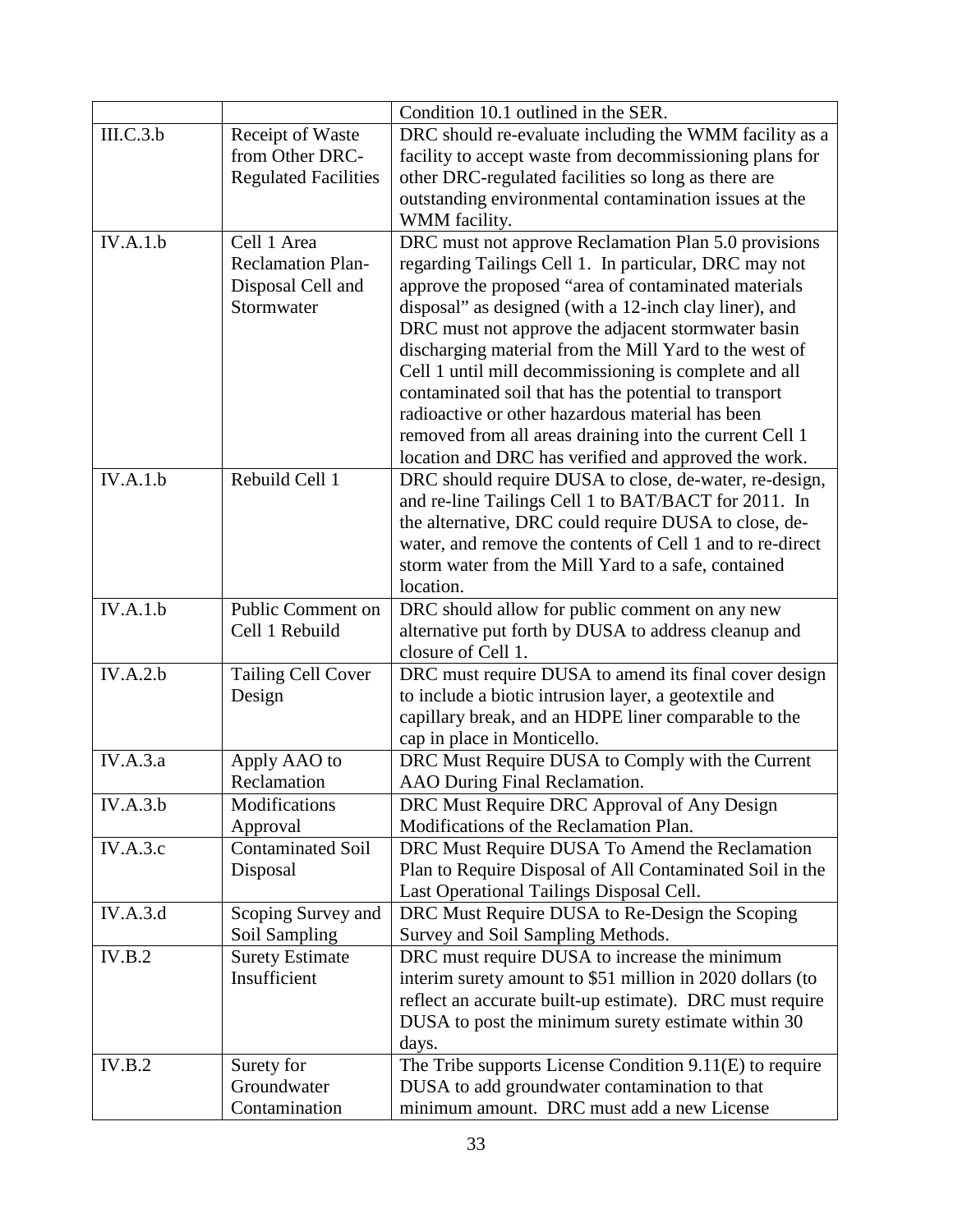| | | Condition 10.1 outlined in the SER. |
|---|---|---|
| III.C.3.b | Receipt of Waste from Other DRC-Regulated Facilities | DRC should re-evaluate including the WMM facility as a facility to accept waste from decommissioning plans for other DRC-regulated facilities so long as there are outstanding environmental contamination issues at the WMM facility. |
| IV.A.1.b | Cell 1 Area Reclamation Plan-Disposal Cell and Stormwater | DRC must not approve Reclamation Plan 5.0 provisions regarding Tailings Cell 1. In particular, DRC may not approve the proposed "area of contaminated materials disposal" as designed (with a 12-inch clay liner), and DRC must not approve the adjacent stormwater basin discharging material from the Mill Yard to the west of Cell 1 until mill decommissioning is complete and all contaminated soil that has the potential to transport radioactive or other hazardous material has been removed from all areas draining into the current Cell 1 location and DRC has verified and approved the work. |
| IV.A.1.b | Rebuild Cell 1 | DRC should require DUSA to close, de-water, re-design, and re-line Tailings Cell 1 to BAT/BACT for 2011. In the alternative, DRC could require DUSA to close, de-water, and remove the contents of Cell 1 and to re-direct storm water from the Mill Yard to a safe, contained location. |
| IV.A.1.b | Public Comment on Cell 1 Rebuild | DRC should allow for public comment on any new alternative put forth by DUSA to address cleanup and closure of Cell 1. |
| IV.A.2.b | Tailing Cell Cover Design | DRC must require DUSA to amend its final cover design to include a biotic intrusion layer, a geotextile and capillary break, and an HDPE liner comparable to the cap in place in Monticello. |
| IV.A.3.a | Apply AAO to Reclamation | DRC Must Require DUSA to Comply with the Current AAO During Final Reclamation. |
| IV.A.3.b | Modifications Approval | DRC Must Require DRC Approval of Any Design Modifications of the Reclamation Plan. |
| IV.A.3.c | Contaminated Soil Disposal | DRC Must Require DUSA To Amend the Reclamation Plan to Require Disposal of All Contaminated Soil in the Last Operational Tailings Disposal Cell. |
| IV.A.3.d | Scoping Survey and Soil Sampling | DRC Must Require DUSA to Re-Design the Scoping Survey and Soil Sampling Methods. |
| IV.B.2 | Surety Estimate Insufficient | DRC must require DUSA to increase the minimum interim surety amount to $51 million in 2020 dollars (to reflect an accurate built-up estimate). DRC must require DUSA to post the minimum surety estimate within 30 days. |
| IV.B.2 | Surety for Groundwater Contamination | The Tribe supports License Condition 9.11(E) to require DUSA to add groundwater contamination to that minimum amount. DRC must add a new License |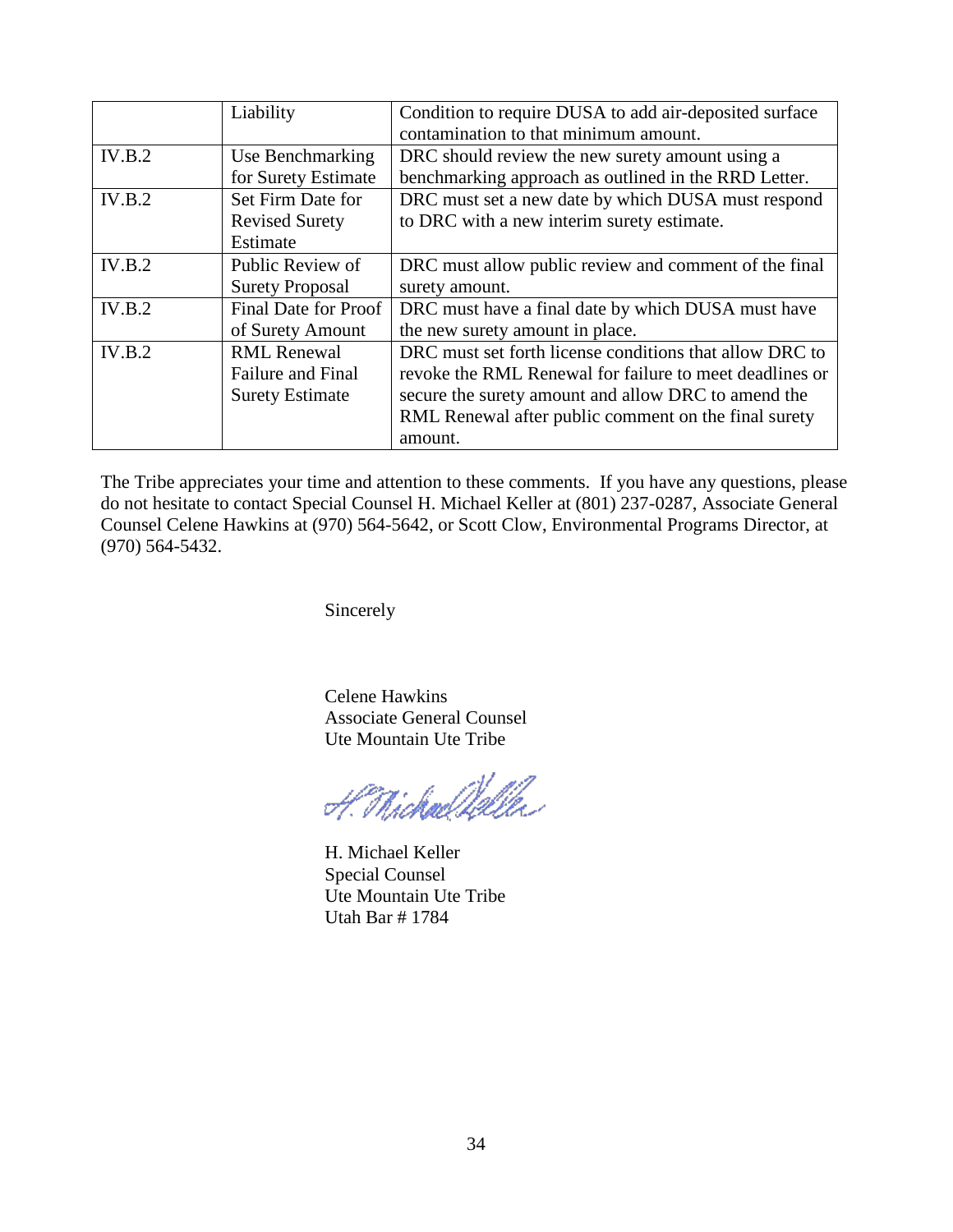| | | |
|---|---|---|
| | Liability | Condition to require DUSA to add air-deposited surface contamination to that minimum amount. |
| IV.B.2 | Use Benchmarking for Surety Estimate | DRC should review the new surety amount using a benchmarking approach as outlined in the RRD Letter. |
| IV.B.2 | Set Firm Date for Revised Surety Estimate | DRC must set a new date by which DUSA must respond to DRC with a new interim surety estimate. |
| IV.B.2 | Public Review of Surety Proposal | DRC must allow public review and comment of the final surety amount. |
| IV.B.2 | Final Date for Proof of Surety Amount | DRC must have a final date by which DUSA must have the new surety amount in place. |
| IV.B.2 | RML Renewal Failure and Final Surety Estimate | DRC must set forth license conditions that allow DRC to revoke the RML Renewal for failure to meet deadlines or secure the surety amount and allow DRC to amend the RML Renewal after public comment on the final surety amount. |

The Tribe appreciates your time and attention to these comments. If you have any questions, please do not hesitate to contact Special Counsel H. Michael Keller at (801) 237-0287, Associate General Counsel Celene Hawkins at (970) 564-5642, or Scott Clow, Environmental Programs Director, at (970) 564-5432.

Sincerely

Celene Hawkins
Associate General Counsel
Ute Mountain Ute Tribe

H. Michael Keller
Special Counsel
Ute Mountain Ute Tribe
Utah Bar # 1784